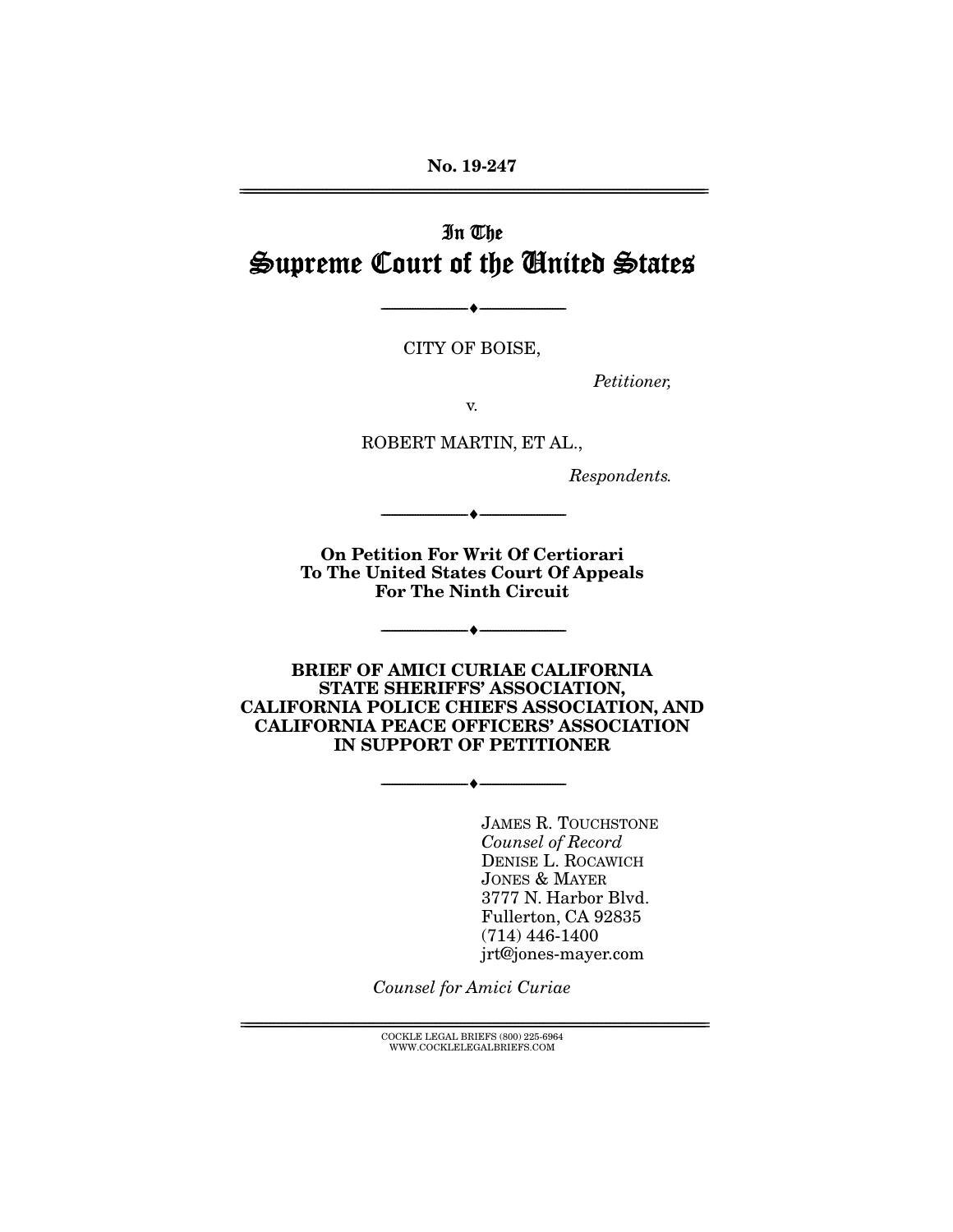No. 19-247

In The
# Supreme Court of the United States

---

CITY OF BOISE,

*Petitioner,*

v.

ROBERT MARTIN, ET AL.,

*Respondents.*

---

**On Petition For Writ Of Certiorari To The United States Court Of Appeals For The Ninth Circuit**

---

**BRIEF OF AMICI CURIAE CALIFORNIA STATE SHERIFFS' ASSOCIATION, CALIFORNIA POLICE CHIEFS ASSOCIATION, AND CALIFORNIA PEACE OFFICERS' ASSOCIATION IN SUPPORT OF PETITIONER**

---

JAMES R. TOUCHSTONE
*Counsel of Record*
DENISE L. ROCAWICH
JONES & MAYER
3777 N. Harbor Blvd.
Fullerton, CA 92835
(714) 446-1400
jrt@jones-mayer.com

*Counsel for Amici Curiae*

COCKLE LEGAL BRIEFS (800) 225-6964
WWW.COCKLELEGALBRIEFS.COM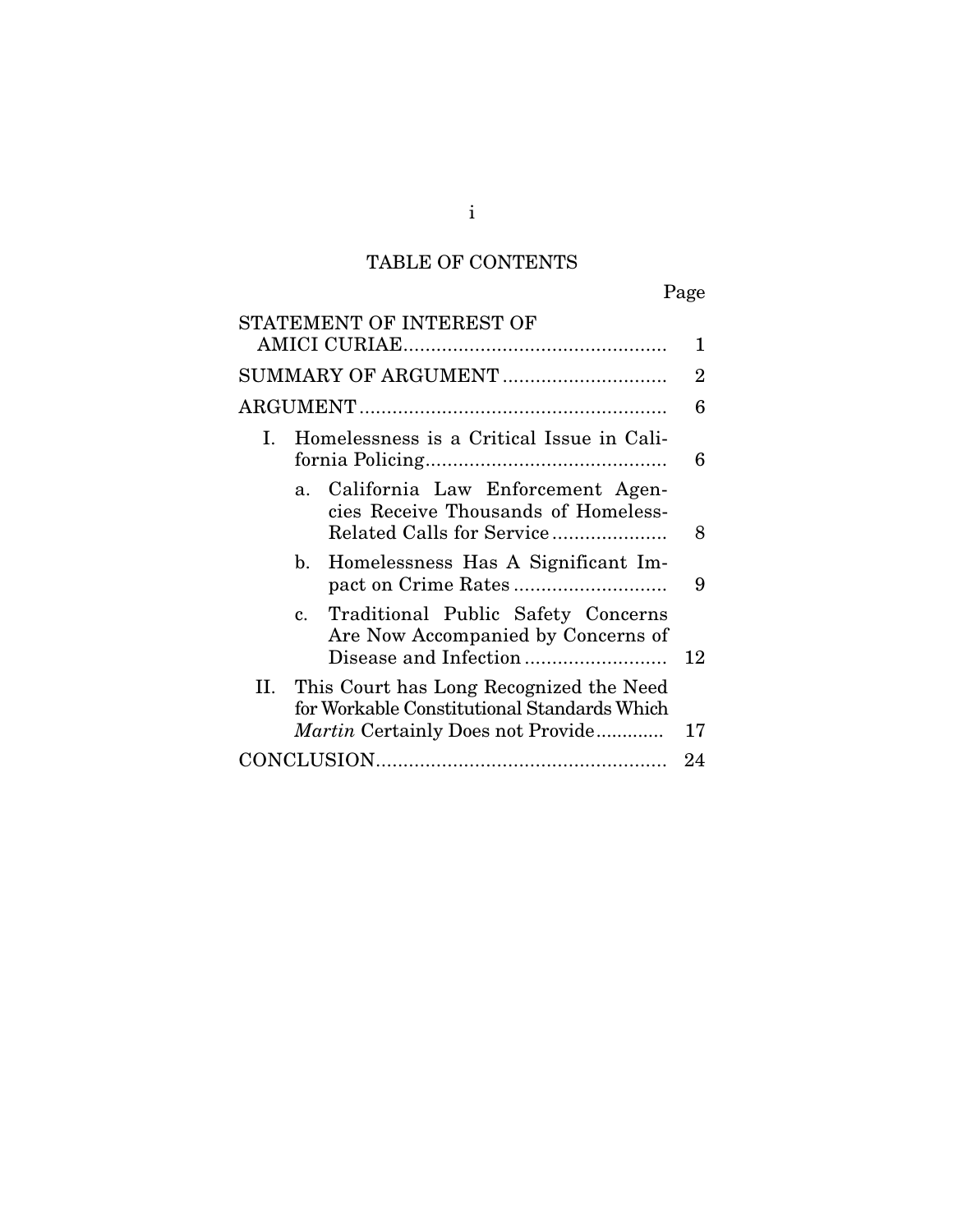# TABLE OF CONTENTS

| | Page |
|---|---|
| STATEMENT OF INTEREST OF AMICI CURIAE | 1 |
| SUMMARY OF ARGUMENT | 2 |
| ARGUMENT | 6 |
| I. Homelessness is a Critical Issue in California Policing | 6 |
| a. California Law Enforcement Agencies Receive Thousands of Homeless-Related Calls for Service | 8 |
| b. Homelessness Has A Significant Impact on Crime Rates | 9 |
| c. Traditional Public Safety Concerns Are Now Accompanied by Concerns of Disease and Infection | 12 |
| II. This Court has Long Recognized the Need for Workable Constitutional Standards Which *Martin* Certainly Does not Provide | 17 |
| CONCLUSION | 24 |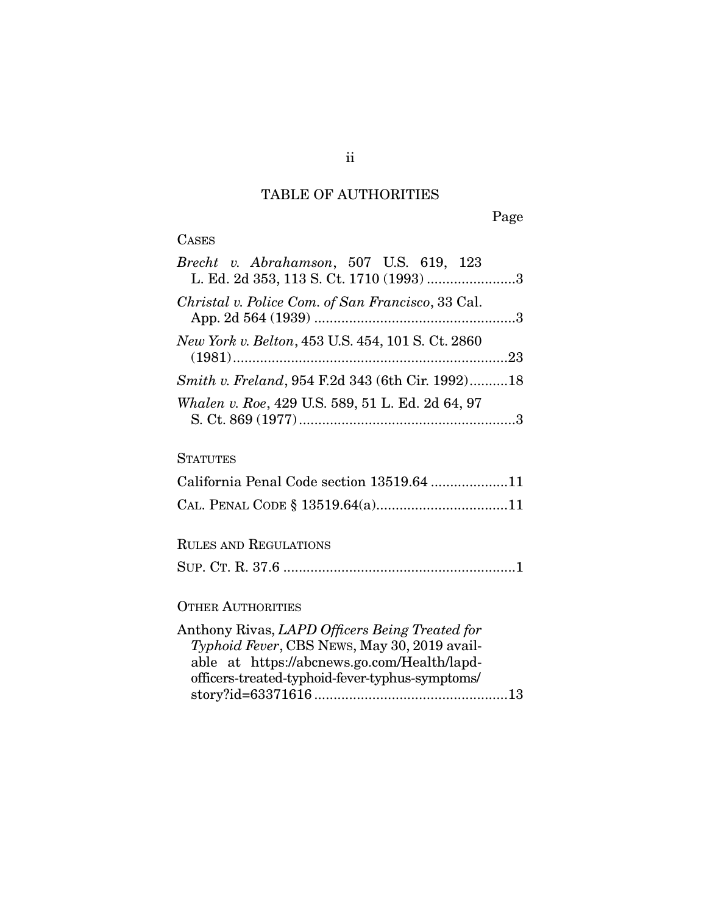# TABLE OF AUTHORITIES

Page

CASES

*Brecht v. Abrahamson*, 507 U.S. 619, 123 L. Ed. 2d 353, 113 S. Ct. 1710 (1993) .......................3

*Christal v. Police Com. of San Francisco*, 33 Cal. App. 2d 564 (1939) ....................................................3

*New York v. Belton*, 453 U.S. 454, 101 S. Ct. 2860 (1981).......................................................................23

*Smith v. Freland*, 954 F.2d 343 (6th Cir. 1992)..........18

*Whalen v. Roe*, 429 U.S. 589, 51 L. Ed. 2d 64, 97 S. Ct. 869 (1977)........................................................3

STATUTES

California Penal Code section 13519.64 ....................11

CAL. PENAL CODE § 13519.64(a)..................................11

RULES AND REGULATIONS

SUP. CT. R. 37.6 ............................................................1

OTHER AUTHORITIES

Anthony Rivas, *LAPD Officers Being Treated for Typhoid Fever*, CBS NEWS, May 30, 2019 available at https://abcnews.go.com/Health/lapd-officers-treated-typhoid-fever-typhus-symptoms/story?id=63371616 ..................................................13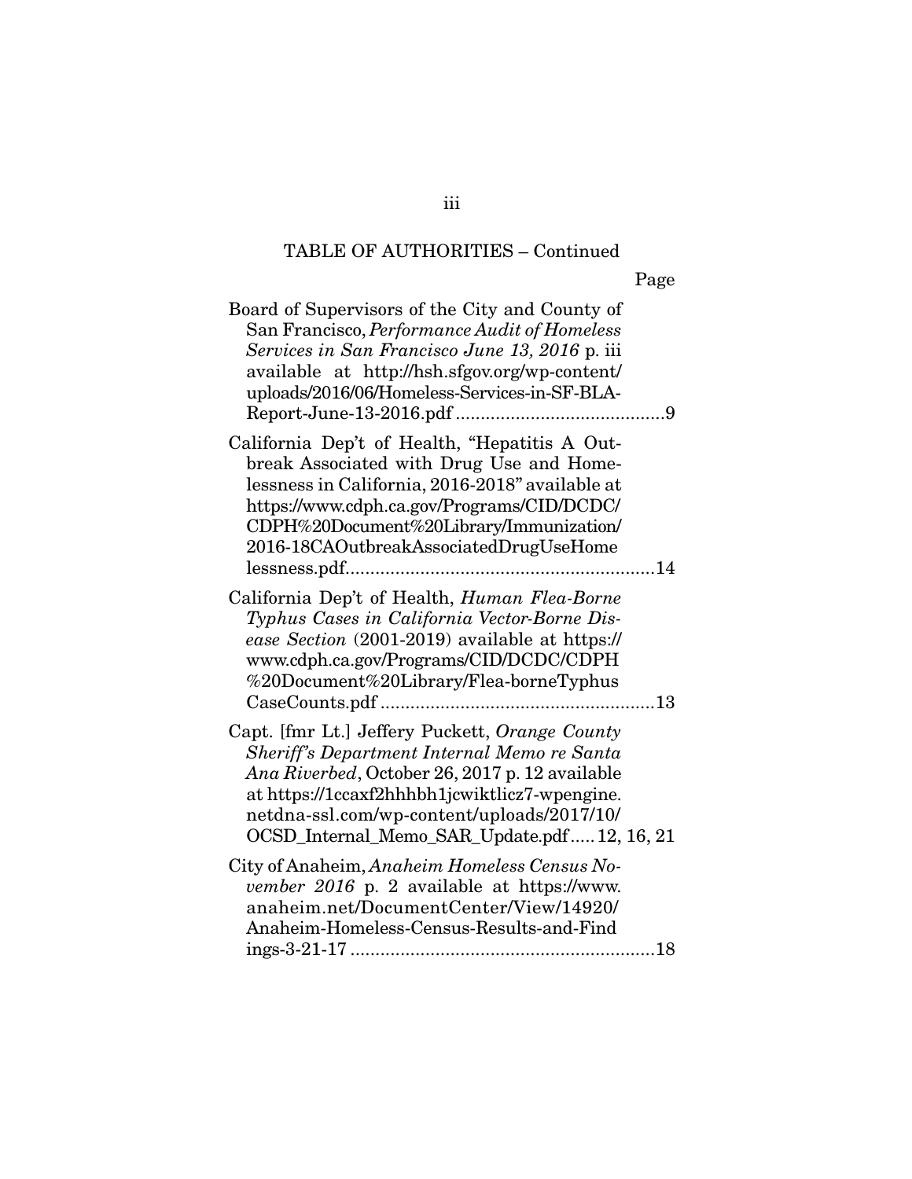## TABLE OF AUTHORITIES – Continued

Page

Board of Supervisors of the City and County of San Francisco, *Performance Audit of Homeless Services in San Francisco June 13, 2016* p. iii available at http://hsh.sfgov.org/wp-content/uploads/2016/06/Homeless-Services-in-SF-BLA-Report-June-13-2016.pdf ..........................................9

California Dep't of Health, "Hepatitis A Outbreak Associated with Drug Use and Homelessness in California, 2016-2018" available at https://www.cdph.ca.gov/Programs/CID/DCDC/CDPH%20Document%20Library/Immunization/2016-18CAOutbreakAssociatedDrugUseHomelessness.pdf..............................................................14

California Dep't of Health, *Human Flea-Borne Typhus Cases in California Vector-Borne Disease Section* (2001-2019) available at https://www.cdph.ca.gov/Programs/CID/DCDC/CDPH%20Document%20Library/Flea-borneTyphusCaseCounts.pdf .......................................................13

Capt. [fmr Lt.] Jeffery Puckett, *Orange County Sheriff's Department Internal Memo re Santa Ana Riverbed*, October 26, 2017 p. 12 available at https://1ccaxf2hhhbh1jcwiktlicz7-wpengine.netdna-ssl.com/wp-content/uploads/2017/10/OCSD_Internal_Memo_SAR_Update.pdf..... 12, 16, 21

City of Anaheim, *Anaheim Homeless Census November 2016* p. 2 available at https://www.anaheim.net/DocumentCenter/View/14920/Anaheim-Homeless-Census-Results-and-Findings-3-21-17 .............................................................18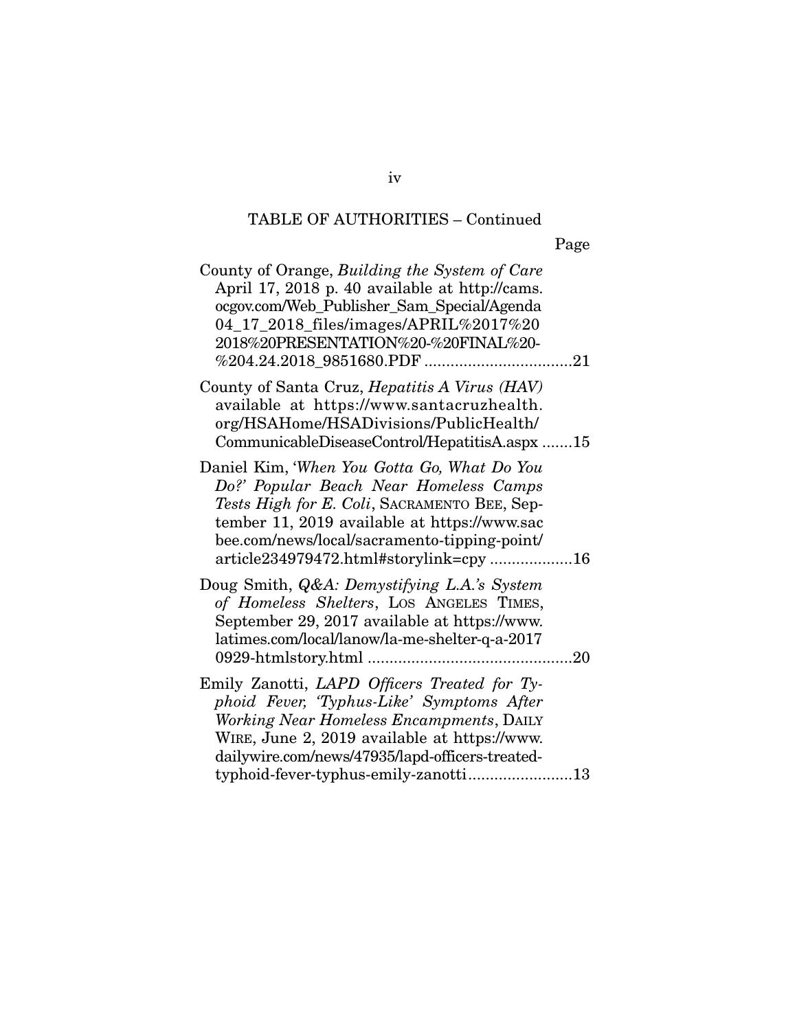TABLE OF AUTHORITIES – Continued

Page

County of Orange, *Building the System of Care* April 17, 2018 p. 40 available at http://cams.ocgov.com/Web_Publisher_Sam_Special/Agenda04_17_2018_files/images/APRIL%2017%202018%20PRESENTATION%20-%20FINAL%20-%204.24.2018_9851680.PDF ..................................21

County of Santa Cruz, *Hepatitis A Virus (HAV)* available at https://www.santacruzhealth.org/HSAHome/HSADivisions/PublicHealth/CommunicableDiseaseControl/HepatitisA.aspx .......15

Daniel Kim, *'When You Gotta Go, What Do You Do?' Popular Beach Near Homeless Camps Tests High for E. Coli*, SACRAMENTO BEE, September 11, 2019 available at https://www.sacbee.com/news/local/sacramento-tipping-point/article234979472.html#storylink=cpy ...................16

Doug Smith, *Q&A: Demystifying L.A.'s System of Homeless Shelters*, LOS ANGELES TIMES, September 29, 2017 available at https://www.latimes.com/local/lanow/la-me-shelter-q-a-20170929-htmlstory.html ...............................................20

Emily Zanotti, *LAPD Officers Treated for Typhoid Fever, 'Typhus-Like' Symptoms After Working Near Homeless Encampments*, DAILY WIRE, June 2, 2019 available at https://www.dailywire.com/news/47935/lapd-officers-treated-typhoid-fever-typhus-emily-zanotti........................13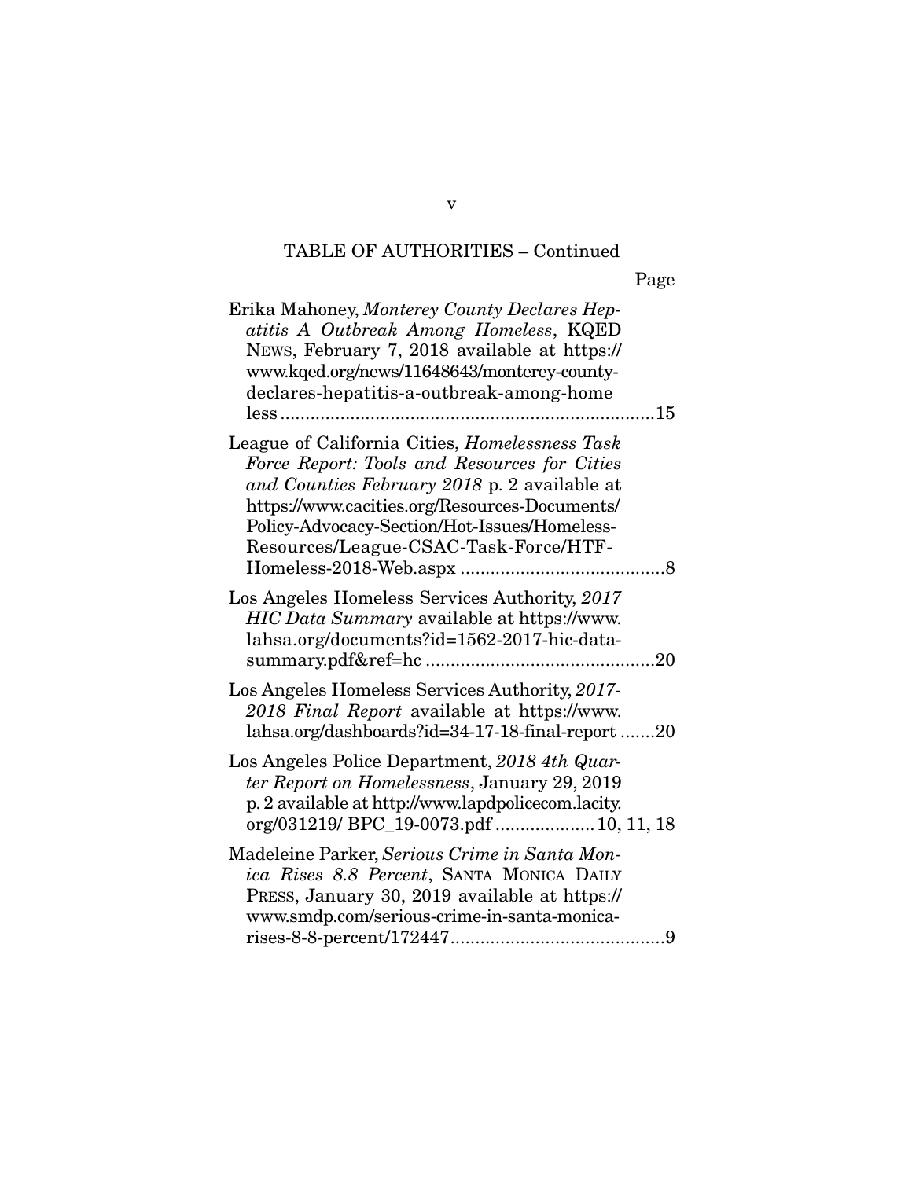TABLE OF AUTHORITIES – Continued

Page

Erika Mahoney, *Monterey County Declares Hepatitis A Outbreak Among Homeless*, KQED NEWS, February 7, 2018 available at https://www.kqed.org/news/11648643/monterey-county-declares-hepatitis-a-outbreak-among-homeless ....15

League of California Cities, *Homelessness Task Force Report: Tools and Resources for Cities and Counties February 2018* p. 2 available at https://www.cacities.org/Resources-Documents/Policy-Advocacy-Section/Hot-Issues/Homeless-Resources/League-CSAC-Task-Force/HTF-Homeless-2018-Web.aspx ....8

Los Angeles Homeless Services Authority, *2017 HIC Data Summary* available at https://www.lahsa.org/documents?id=1562-2017-hic-data-summary.pdf&ref=hc ....20

Los Angeles Homeless Services Authority, *2017-2018 Final Report* available at https://www.lahsa.org/dashboards?id=34-17-18-final-report ....20

Los Angeles Police Department, *2018 4th Quarter Report on Homelessness*, January 29, 2019 p. 2 available at http://www.lapdpolicecom.lacity.org/031219/ BPC_19-0073.pdf ....10, 11, 18

Madeleine Parker, *Serious Crime in Santa Monica Rises 8.8 Percent*, SANTA MONICA DAILY PRESS, January 30, 2019 available at https://www.smdp.com/serious-crime-in-santa-monica-rises-8-8-percent/172447 ....9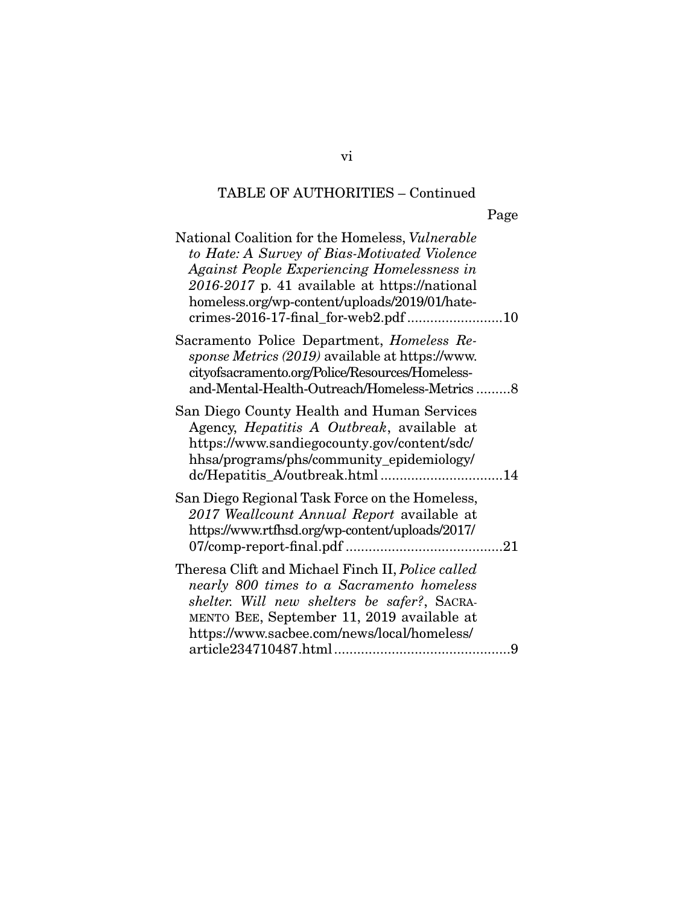TABLE OF AUTHORITIES – Continued

Page

National Coalition for the Homeless, *Vulnerable to Hate: A Survey of Bias-Motivated Violence Against People Experiencing Homelessness in 2016-2017* p. 41 available at https://national homeless.org/wp-content/uploads/2019/01/hate-crimes-2016-17-final_for-web2.pdf .........................10

Sacramento Police Department, *Homeless Response Metrics (2019)* available at https://www.cityofsacramento.org/Police/Resources/Homeless-and-Mental-Health-Outreach/Homeless-Metrics .........8

San Diego County Health and Human Services Agency, *Hepatitis A Outbreak*, available at https://www.sandiegocounty.gov/content/sdc/hhsa/programs/phs/community_epidemiology/dc/Hepatitis_A/outbreak.html ................................14

San Diego Regional Task Force on the Homeless, *2017 Weallcount Annual Report* available at https://www.rtfhsd.org/wp-content/uploads/2017/07/comp-report-final.pdf .........................................21

Theresa Clift and Michael Finch II, *Police called nearly 800 times to a Sacramento homeless shelter. Will new shelters be safer?*, SACRAMENTO BEE, September 11, 2019 available at https://www.sacbee.com/news/local/homeless/article234710487.html ..............................................9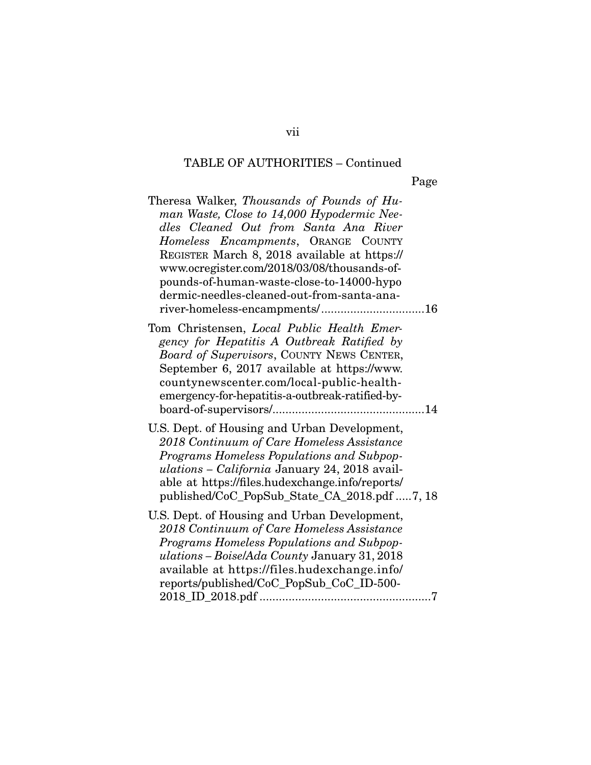TABLE OF AUTHORITIES – Continued

Page

Theresa Walker, *Thousands of Pounds of Human Waste, Close to 14,000 Hypodermic Needles Cleaned Out from Santa Ana River Homeless Encampments*, ORANGE COUNTY REGISTER March 8, 2018 available at https://www.ocregister.com/2018/03/08/thousands-of-pounds-of-human-waste-close-to-14000-hypodermic-needles-cleaned-out-from-santa-ana-river-homeless-encampments/ ................................16

Tom Christensen, *Local Public Health Emergency for Hepatitis A Outbreak Ratified by Board of Supervisors*, COUNTY NEWS CENTER, September 6, 2017 available at https://www.countynewscenter.com/local-public-health-emergency-for-hepatitis-a-outbreak-ratified-by-board-of-supervisors/...............................................14

U.S. Dept. of Housing and Urban Development, *2018 Continuum of Care Homeless Assistance Programs Homeless Populations and Subpopulations – California* January 24, 2018 available at https://files.hudexchange.info/reports/published/CoC_PopSub_State_CA_2018.pdf .....7, 18

U.S. Dept. of Housing and Urban Development, *2018 Continuum of Care Homeless Assistance Programs Homeless Populations and Subpopulations – Boise/Ada County* January 31, 2018 available at https://files.hudexchange.info/reports/published/CoC_PopSub_CoC_ID-500-2018_ID_2018.pdf .....................................................7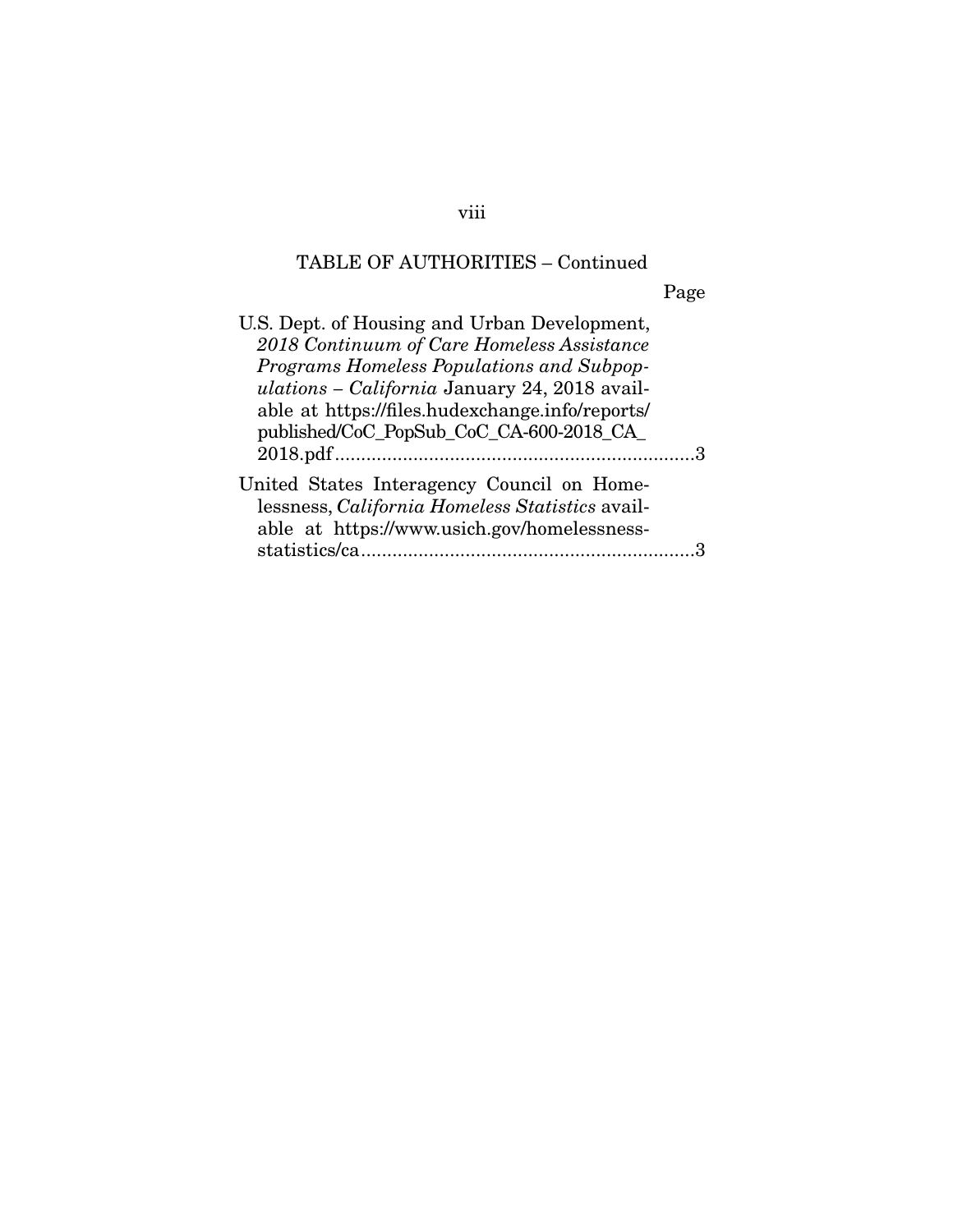## TABLE OF AUTHORITIES – Continued

Page

U.S. Dept. of Housing and Urban Development, *2018 Continuum of Care Homeless Assistance Programs Homeless Populations and Subpopulations – California* January 24, 2018 available at https://files.hudexchange.info/reports/published/CoC_PopSub_CoC_CA-600-2018_CA_2018.pdf ....................................................................3

United States Interagency Council on Homelessness, *California Homeless Statistics* available at https://www.usich.gov/homelessness-statistics/ca ................................................................3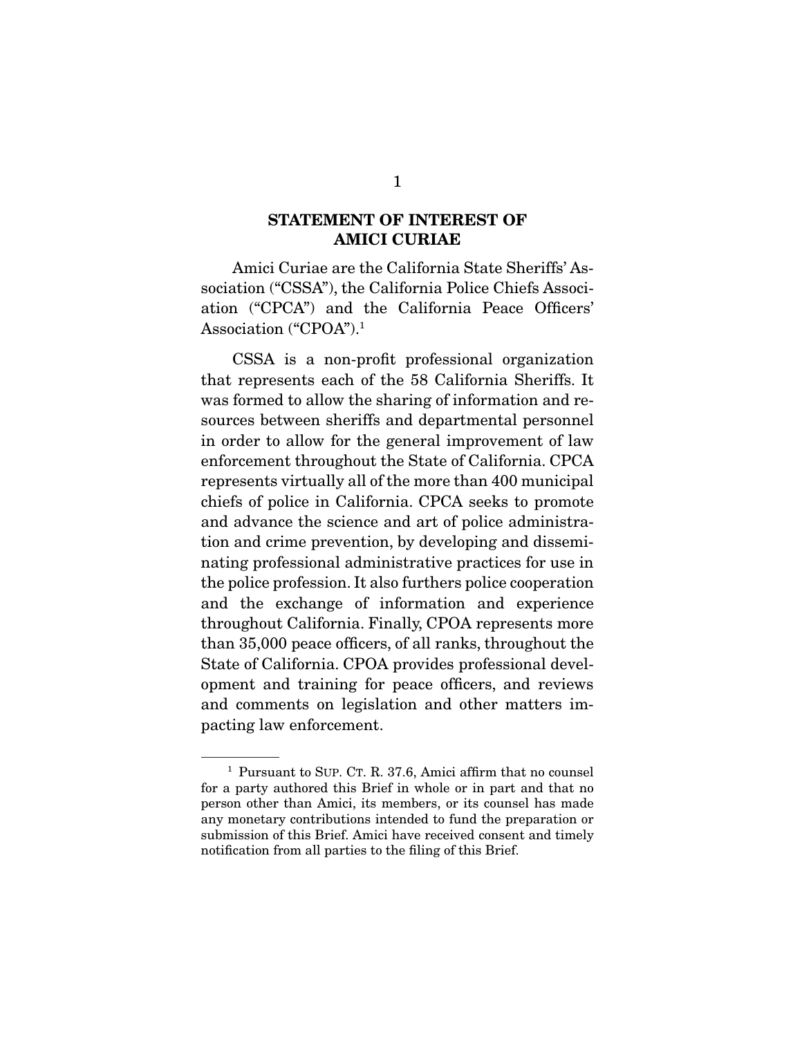## STATEMENT OF INTEREST OF AMICI CURIAE

Amici Curiae are the California State Sheriffs' Association ("CSSA"), the California Police Chiefs Association ("CPCA") and the California Peace Officers' Association ("CPOA").[1]

CSSA is a non-profit professional organization that represents each of the 58 California Sheriffs. It was formed to allow the sharing of information and resources between sheriffs and departmental personnel in order to allow for the general improvement of law enforcement throughout the State of California. CPCA represents virtually all of the more than 400 municipal chiefs of police in California. CPCA seeks to promote and advance the science and art of police administration and crime prevention, by developing and disseminating professional administrative practices for use in the police profession. It also furthers police cooperation and the exchange of information and experience throughout California. Finally, CPOA represents more than 35,000 peace officers, of all ranks, throughout the State of California. CPOA provides professional development and training for peace officers, and reviews and comments on legislation and other matters impacting law enforcement.

---

[1] Pursuant to SUP. CT. R. 37.6, Amici affirm that no counsel for a party authored this Brief in whole or in part and that no person other than Amici, its members, or its counsel has made any monetary contributions intended to fund the preparation or submission of this Brief. Amici have received consent and timely notification from all parties to the filing of this Brief.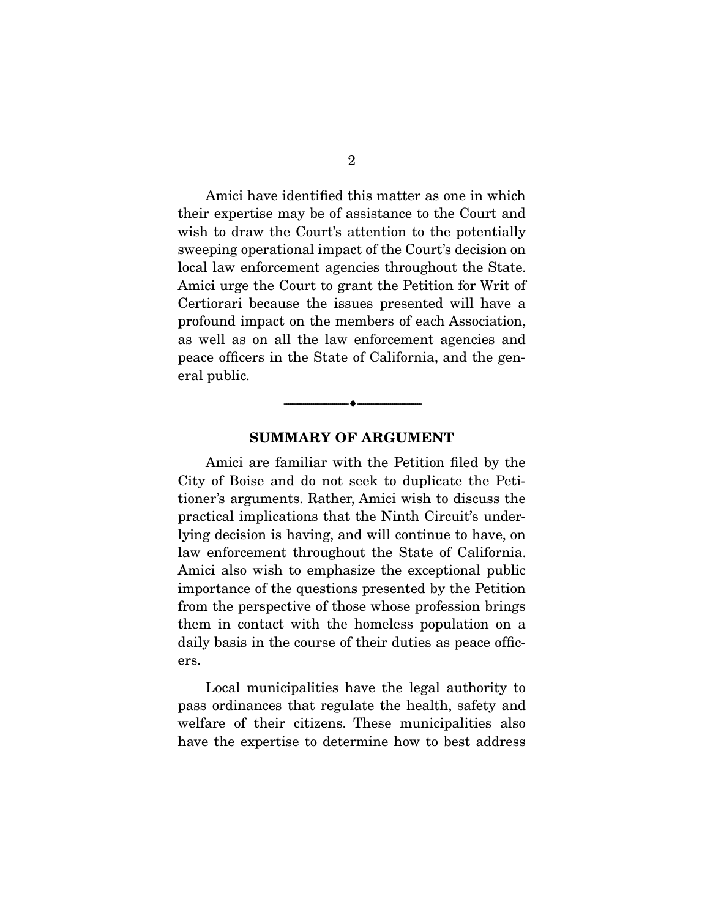Amici have identified this matter as one in which their expertise may be of assistance to the Court and wish to draw the Court's attention to the potentially sweeping operational impact of the Court's decision on local law enforcement agencies throughout the State. Amici urge the Court to grant the Petition for Writ of Certiorari because the issues presented will have a profound impact on the members of each Association, as well as on all the law enforcement agencies and peace officers in the State of California, and the general public.

---

## SUMMARY OF ARGUMENT

Amici are familiar with the Petition filed by the City of Boise and do not seek to duplicate the Petitioner's arguments. Rather, Amici wish to discuss the practical implications that the Ninth Circuit's underlying decision is having, and will continue to have, on law enforcement throughout the State of California. Amici also wish to emphasize the exceptional public importance of the questions presented by the Petition from the perspective of those whose profession brings them in contact with the homeless population on a daily basis in the course of their duties as peace officers.

Local municipalities have the legal authority to pass ordinances that regulate the health, safety and welfare of their citizens. These municipalities also have the expertise to determine how to best address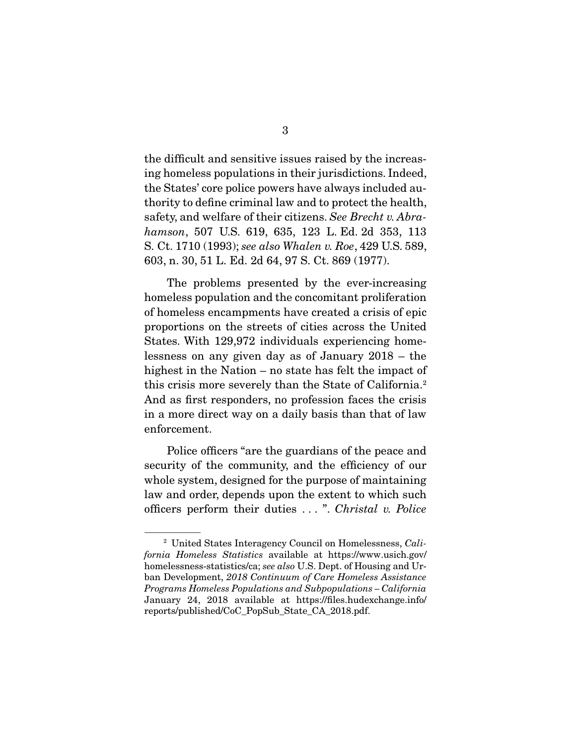the difficult and sensitive issues raised by the increasing homeless populations in their jurisdictions. Indeed, the States' core police powers have always included authority to define criminal law and to protect the health, safety, and welfare of their citizens. *See Brecht v. Abrahamson*, 507 U.S. 619, 635, 123 L. Ed. 2d 353, 113 S. Ct. 1710 (1993); *see also Whalen v. Roe*, 429 U.S. 589, 603, n. 30, 51 L. Ed. 2d 64, 97 S. Ct. 869 (1977).

The problems presented by the ever-increasing homeless population and the concomitant proliferation of homeless encampments have created a crisis of epic proportions on the streets of cities across the United States. With 129,972 individuals experiencing homelessness on any given day as of January 2018 – the highest in the Nation – no state has felt the impact of this crisis more severely than the State of California.[2] And as first responders, no profession faces the crisis in a more direct way on a daily basis than that of law enforcement.

Police officers "are the guardians of the peace and security of the community, and the efficiency of our whole system, designed for the purpose of maintaining law and order, depends upon the extent to which such officers perform their duties . . . ". *Christal v. Police*

[2] United States Interagency Council on Homelessness, *California Homeless Statistics* available at https://www.usich.gov/homelessness-statistics/ca; *see also* U.S. Dept. of Housing and Urban Development, *2018 Continuum of Care Homeless Assistance Programs Homeless Populations and Subpopulations – California* January 24, 2018 available at https://files.hudexchange.info/reports/published/CoC_PopSub_State_CA_2018.pdf.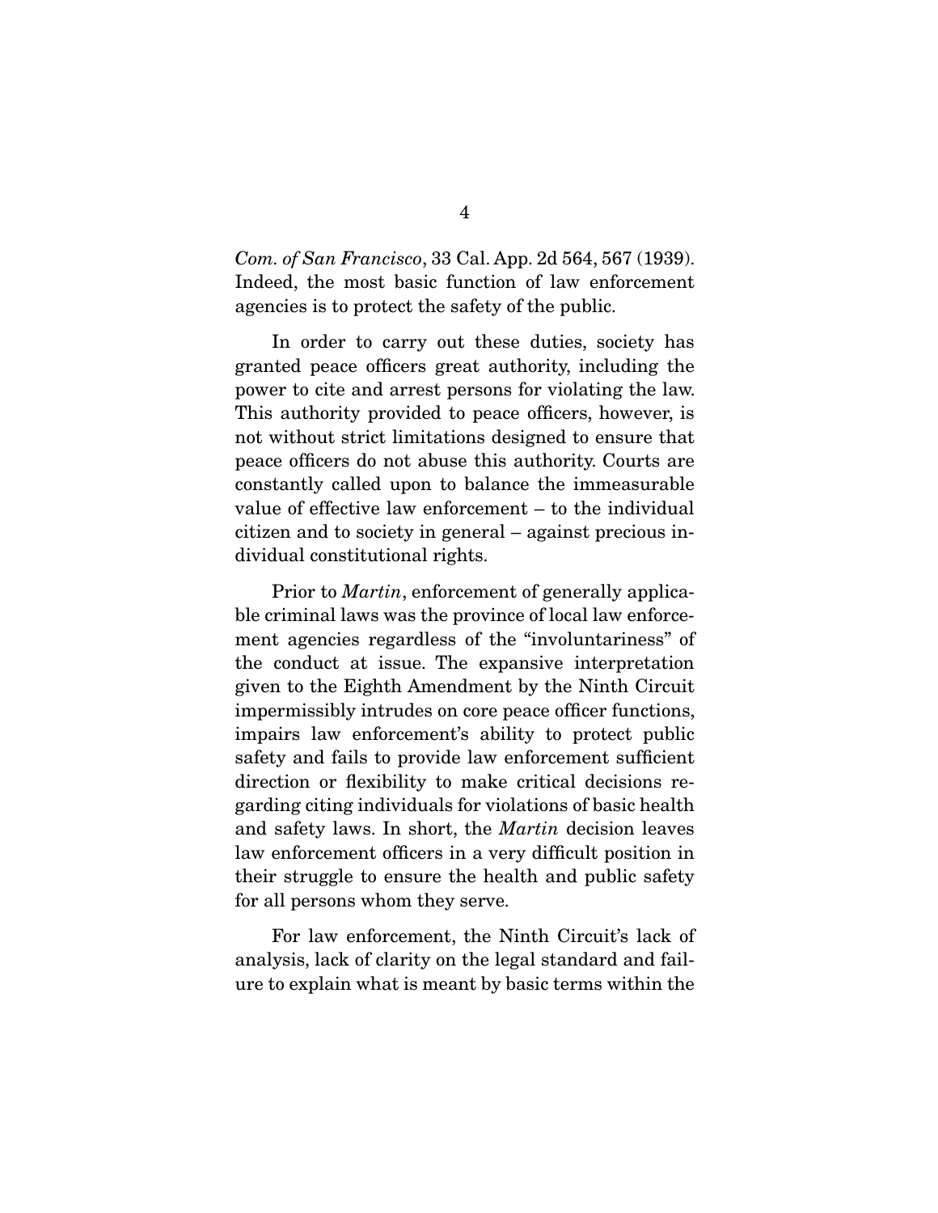*Com. of San Francisco*, 33 Cal. App. 2d 564, 567 (1939). Indeed, the most basic function of law enforcement agencies is to protect the safety of the public.

In order to carry out these duties, society has granted peace officers great authority, including the power to cite and arrest persons for violating the law. This authority provided to peace officers, however, is not without strict limitations designed to ensure that peace officers do not abuse this authority. Courts are constantly called upon to balance the immeasurable value of effective law enforcement – to the individual citizen and to society in general – against precious individual constitutional rights.

Prior to *Martin*, enforcement of generally applicable criminal laws was the province of local law enforcement agencies regardless of the "involuntariness" of the conduct at issue. The expansive interpretation given to the Eighth Amendment by the Ninth Circuit impermissibly intrudes on core peace officer functions, impairs law enforcement's ability to protect public safety and fails to provide law enforcement sufficient direction or flexibility to make critical decisions regarding citing individuals for violations of basic health and safety laws. In short, the *Martin* decision leaves law enforcement officers in a very difficult position in their struggle to ensure the health and public safety for all persons whom they serve.

For law enforcement, the Ninth Circuit's lack of analysis, lack of clarity on the legal standard and failure to explain what is meant by basic terms within the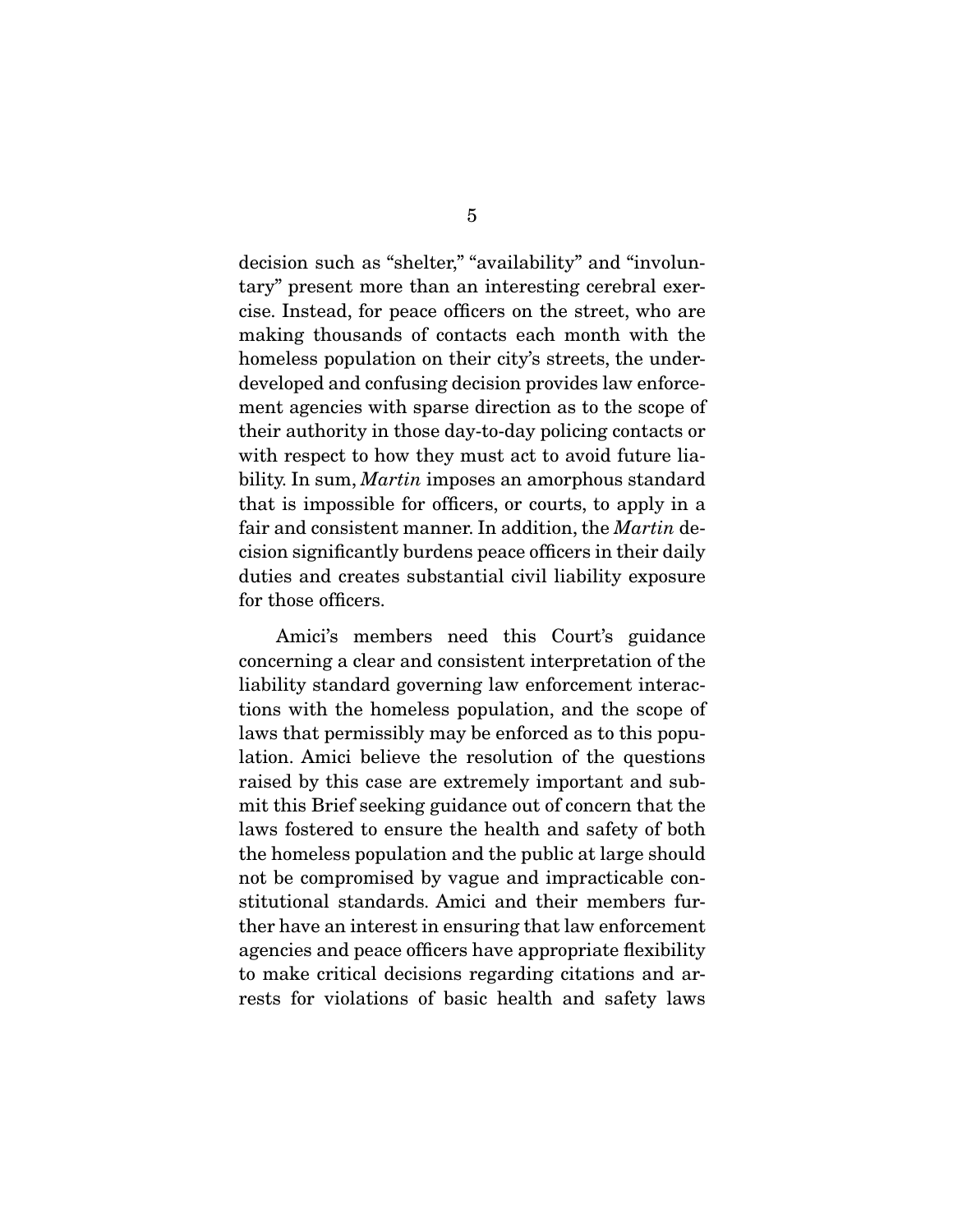decision such as "shelter," "availability" and "involuntary" present more than an interesting cerebral exercise. Instead, for peace officers on the street, who are making thousands of contacts each month with the homeless population on their city's streets, the underdeveloped and confusing decision provides law enforcement agencies with sparse direction as to the scope of their authority in those day-to-day policing contacts or with respect to how they must act to avoid future liability. In sum, *Martin* imposes an amorphous standard that is impossible for officers, or courts, to apply in a fair and consistent manner. In addition, the *Martin* decision significantly burdens peace officers in their daily duties and creates substantial civil liability exposure for those officers.

Amici's members need this Court's guidance concerning a clear and consistent interpretation of the liability standard governing law enforcement interactions with the homeless population, and the scope of laws that permissibly may be enforced as to this population. Amici believe the resolution of the questions raised by this case are extremely important and submit this Brief seeking guidance out of concern that the laws fostered to ensure the health and safety of both the homeless population and the public at large should not be compromised by vague and impracticable constitutional standards. Amici and their members further have an interest in ensuring that law enforcement agencies and peace officers have appropriate flexibility to make critical decisions regarding citations and arrests for violations of basic health and safety laws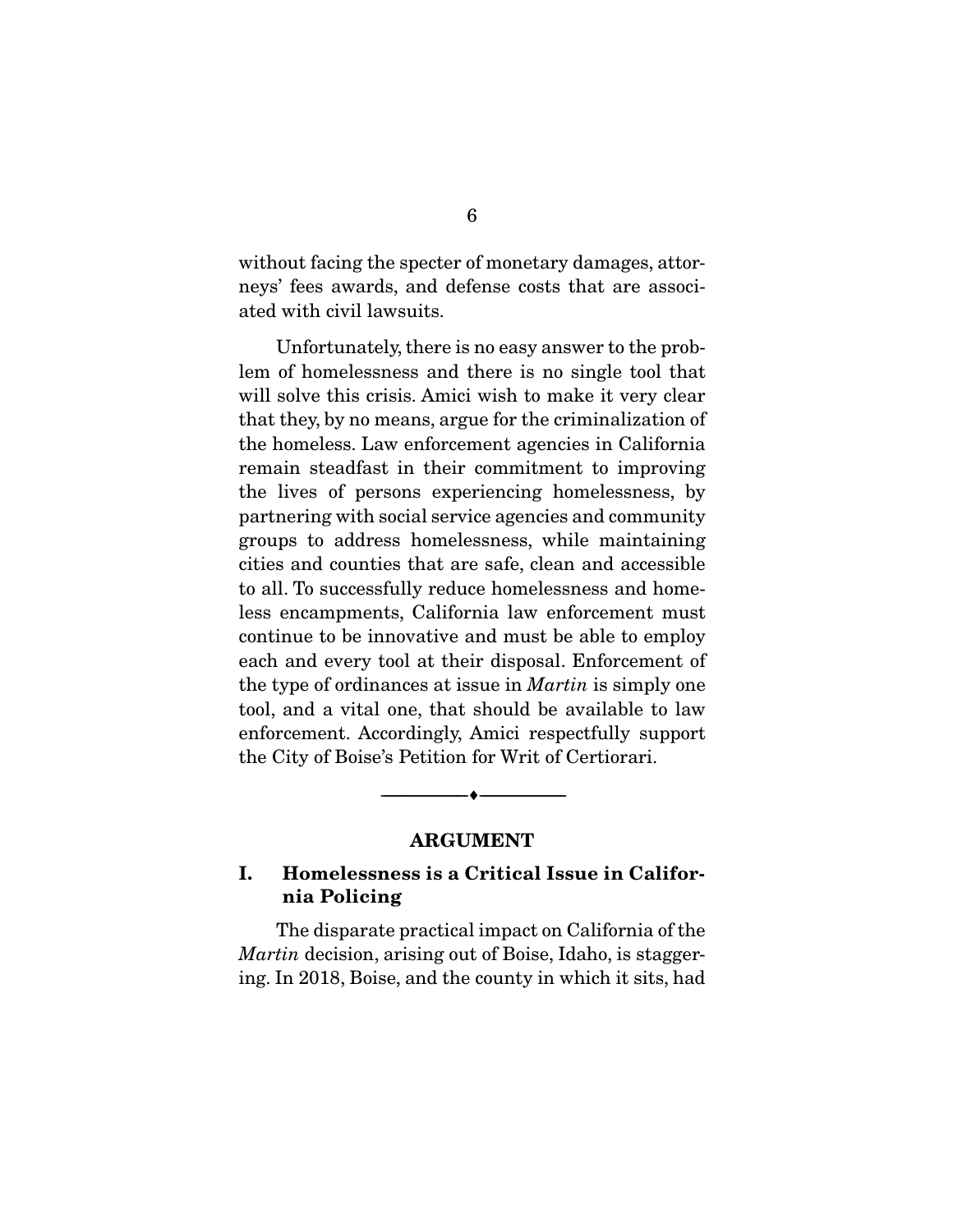without facing the specter of monetary damages, attorneys' fees awards, and defense costs that are associated with civil lawsuits.

Unfortunately, there is no easy answer to the problem of homelessness and there is no single tool that will solve this crisis. Amici wish to make it very clear that they, by no means, argue for the criminalization of the homeless. Law enforcement agencies in California remain steadfast in their commitment to improving the lives of persons experiencing homelessness, by partnering with social service agencies and community groups to address homelessness, while maintaining cities and counties that are safe, clean and accessible to all. To successfully reduce homelessness and homeless encampments, California law enforcement must continue to be innovative and must be able to employ each and every tool at their disposal. Enforcement of the type of ordinances at issue in *Martin* is simply one tool, and a vital one, that should be available to law enforcement. Accordingly, Amici respectfully support the City of Boise's Petition for Writ of Certiorari.

---

## ARGUMENT

### I. Homelessness is a Critical Issue in California Policing

The disparate practical impact on California of the *Martin* decision, arising out of Boise, Idaho, is staggering. In 2018, Boise, and the county in which it sits, had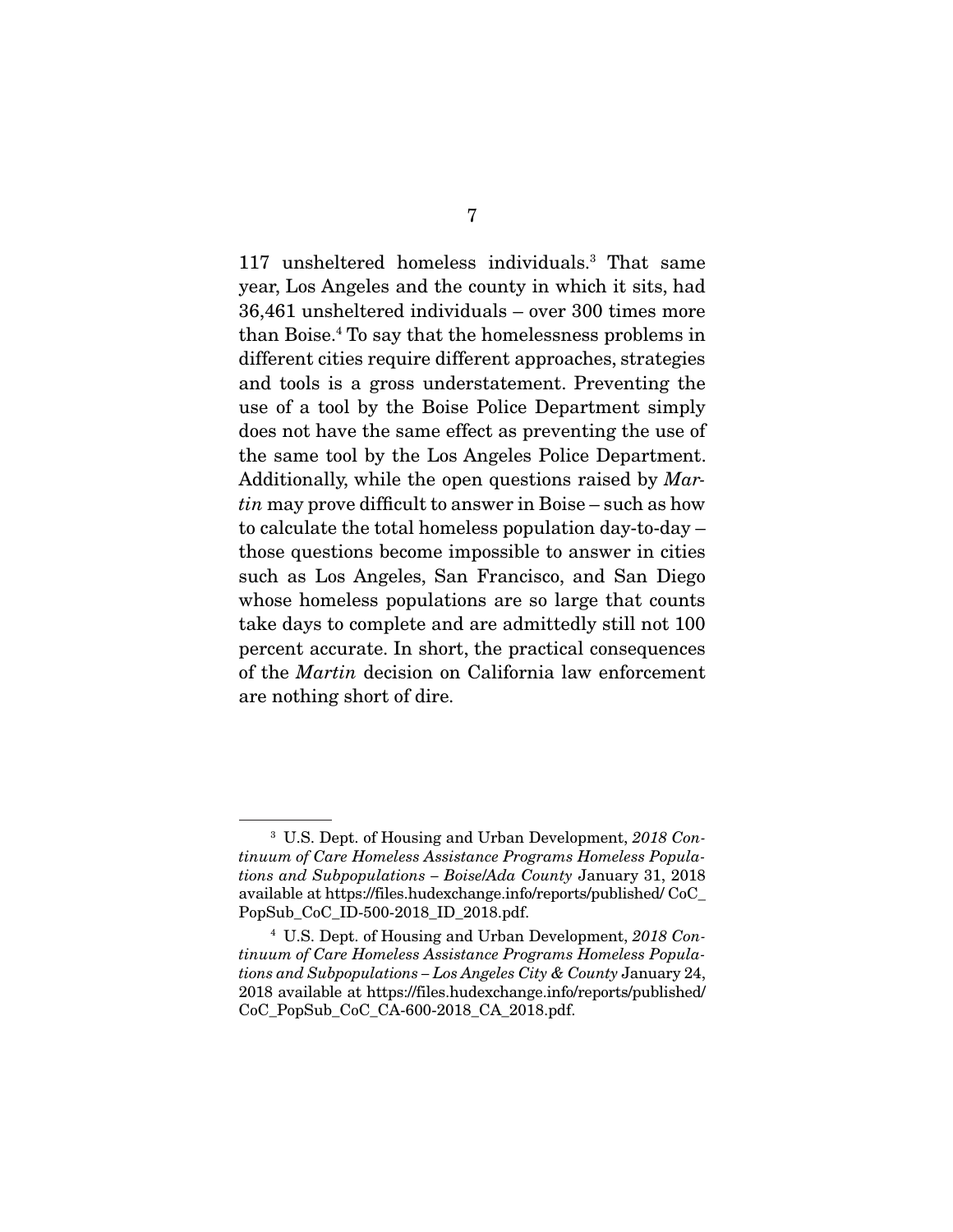117 unsheltered homeless individuals.[3] That same year, Los Angeles and the county in which it sits, had 36,461 unsheltered individuals – over 300 times more than Boise.[4] To say that the homelessness problems in different cities require different approaches, strategies and tools is a gross understatement. Preventing the use of a tool by the Boise Police Department simply does not have the same effect as preventing the use of the same tool by the Los Angeles Police Department. Additionally, while the open questions raised by *Martin* may prove difficult to answer in Boise – such as how to calculate the total homeless population day-to-day – those questions become impossible to answer in cities such as Los Angeles, San Francisco, and San Diego whose homeless populations are so large that counts take days to complete and are admittedly still not 100 percent accurate. In short, the practical consequences of the *Martin* decision on California law enforcement are nothing short of dire.

---

[3] U.S. Dept. of Housing and Urban Development, *2018 Continuum of Care Homeless Assistance Programs Homeless Populations and Subpopulations – Boise/Ada County* January 31, 2018 available at https://files.hudexchange.info/reports/published/ CoC_PopSub_CoC_ID-500-2018_ID_2018.pdf.

[4] U.S. Dept. of Housing and Urban Development, *2018 Continuum of Care Homeless Assistance Programs Homeless Populations and Subpopulations – Los Angeles City & County* January 24, 2018 available at https://files.hudexchange.info/reports/published/ CoC_PopSub_CoC_CA-600-2018_CA_2018.pdf.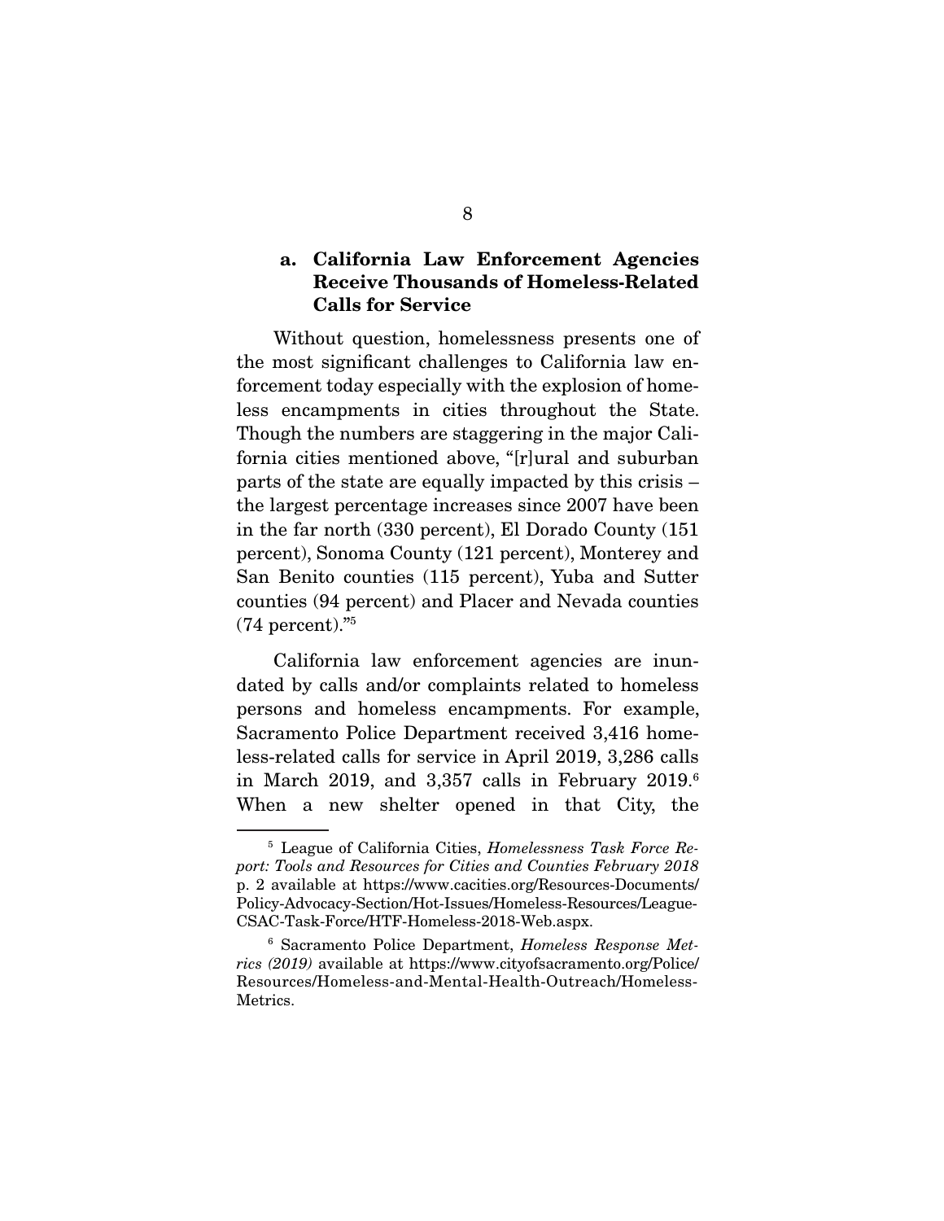### a. California Law Enforcement Agencies Receive Thousands of Homeless-Related Calls for Service

Without question, homelessness presents one of the most significant challenges to California law enforcement today especially with the explosion of homeless encampments in cities throughout the State. Though the numbers are staggering in the major California cities mentioned above, "[r]ural and suburban parts of the state are equally impacted by this crisis – the largest percentage increases since 2007 have been in the far north (330 percent), El Dorado County (151 percent), Sonoma County (121 percent), Monterey and San Benito counties (115 percent), Yuba and Sutter counties (94 percent) and Placer and Nevada counties (74 percent)."[5]

California law enforcement agencies are inundated by calls and/or complaints related to homeless persons and homeless encampments. For example, Sacramento Police Department received 3,416 homeless-related calls for service in April 2019, 3,286 calls in March 2019, and 3,357 calls in February 2019.[6] When a new shelter opened in that City, the

---

[5] League of California Cities, *Homelessness Task Force Report: Tools and Resources for Cities and Counties February 2018* p. 2 available at https://www.cacities.org/Resources-Documents/Policy-Advocacy-Section/Hot-Issues/Homeless-Resources/League-CSAC-Task-Force/HTF-Homeless-2018-Web.aspx.

[6] Sacramento Police Department, *Homeless Response Metrics (2019)* available at https://www.cityofsacramento.org/Police/Resources/Homeless-and-Mental-Health-Outreach/Homeless-Metrics.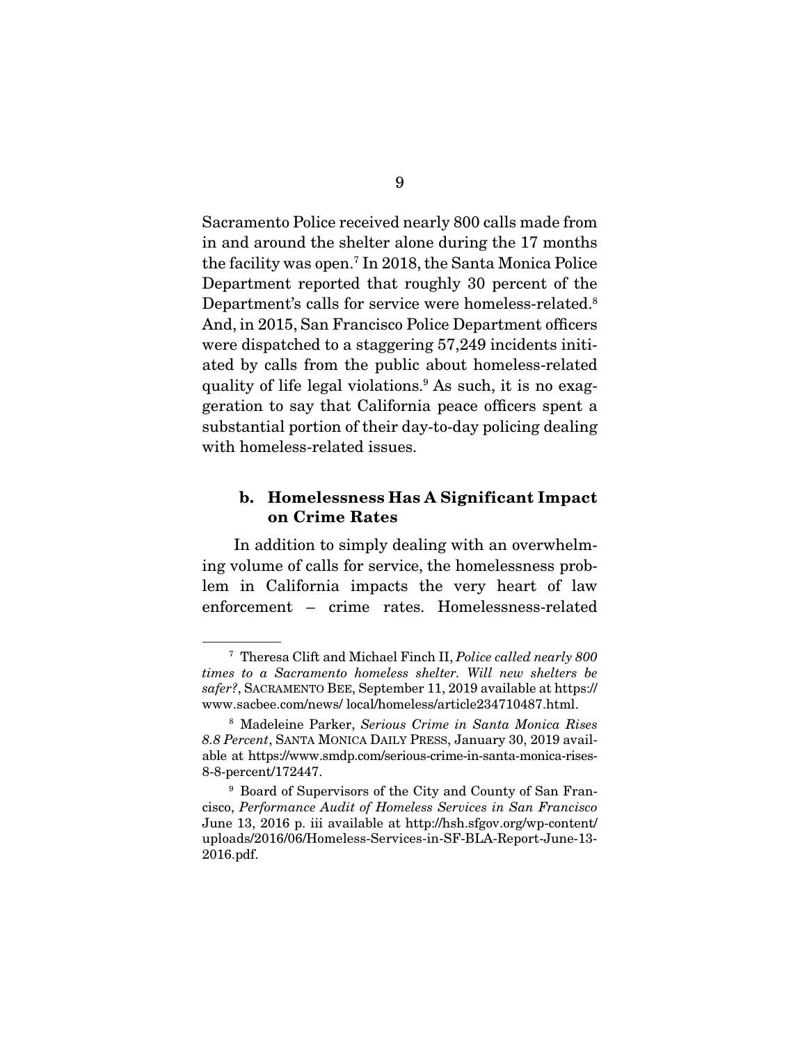Sacramento Police received nearly 800 calls made from in and around the shelter alone during the 17 months the facility was open.[7] In 2018, the Santa Monica Police Department reported that roughly 30 percent of the Department's calls for service were homeless-related.[8] And, in 2015, San Francisco Police Department officers were dispatched to a staggering 57,249 incidents initiated by calls from the public about homeless-related quality of life legal violations.[9] As such, it is no exaggeration to say that California peace officers spent a substantial portion of their day-to-day policing dealing with homeless-related issues.

### b. Homelessness Has A Significant Impact on Crime Rates

In addition to simply dealing with an overwhelming volume of calls for service, the homelessness problem in California impacts the very heart of law enforcement – crime rates. Homelessness-related

---

[7] Theresa Clift and Michael Finch II, *Police called nearly 800 times to a Sacramento homeless shelter. Will new shelters be safer?*, SACRAMENTO BEE, September 11, 2019 available at https://www.sacbee.com/news/ local/homeless/article234710487.html.

[8] Madeleine Parker, *Serious Crime in Santa Monica Rises 8.8 Percent*, SANTA MONICA DAILY PRESS, January 30, 2019 available at https://www.smdp.com/serious-crime-in-santa-monica-rises-8-8-percent/172447.

[9] Board of Supervisors of the City and County of San Francisco, *Performance Audit of Homeless Services in San Francisco* June 13, 2016 p. iii available at http://hsh.sfgov.org/wp-content/uploads/2016/06/Homeless-Services-in-SF-BLA-Report-June-13-2016.pdf.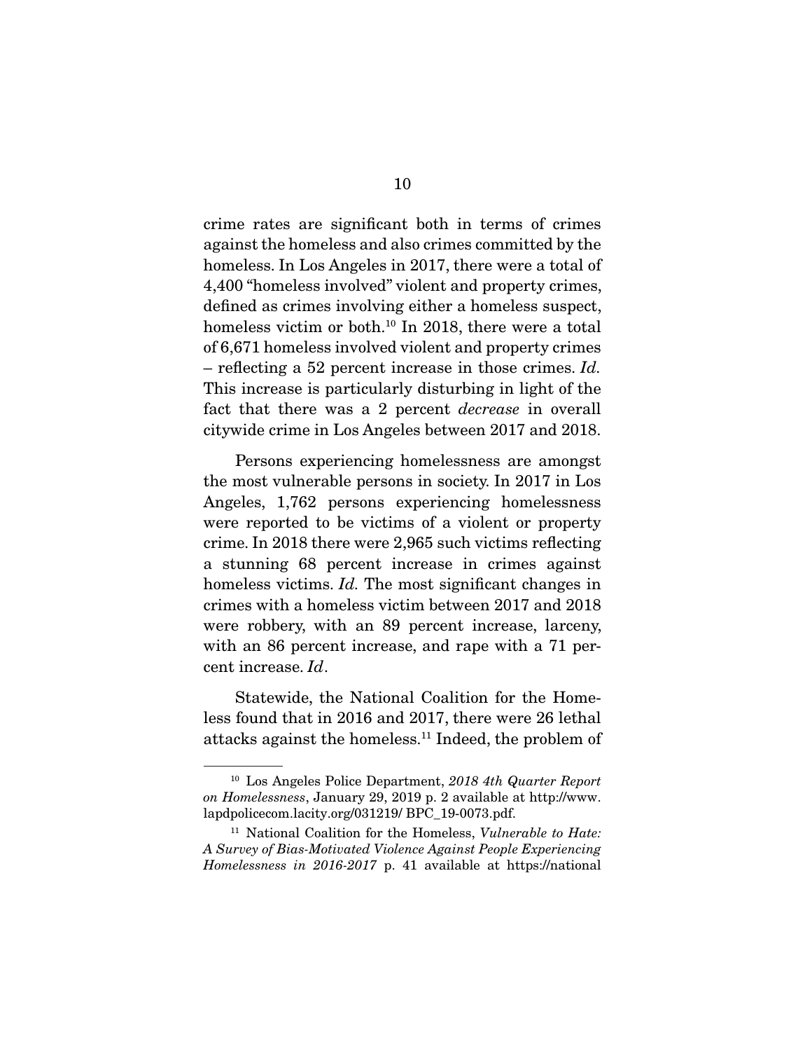crime rates are significant both in terms of crimes against the homeless and also crimes committed by the homeless. In Los Angeles in 2017, there were a total of 4,400 "homeless involved" violent and property crimes, defined as crimes involving either a homeless suspect, homeless victim or both.[10] In 2018, there were a total of 6,671 homeless involved violent and property crimes – reflecting a 52 percent increase in those crimes. *Id.* This increase is particularly disturbing in light of the fact that there was a 2 percent *decrease* in overall citywide crime in Los Angeles between 2017 and 2018.

Persons experiencing homelessness are amongst the most vulnerable persons in society. In 2017 in Los Angeles, 1,762 persons experiencing homelessness were reported to be victims of a violent or property crime. In 2018 there were 2,965 such victims reflecting a stunning 68 percent increase in crimes against homeless victims. *Id.* The most significant changes in crimes with a homeless victim between 2017 and 2018 were robbery, with an 89 percent increase, larceny, with an 86 percent increase, and rape with a 71 percent increase. *Id*.

Statewide, the National Coalition for the Homeless found that in 2016 and 2017, there were 26 lethal attacks against the homeless.[11] Indeed, the problem of

---

[10] Los Angeles Police Department, *2018 4th Quarter Report on Homelessness*, January 29, 2019 p. 2 available at http://www.lapdpolicecom.lacity.org/031219/ BPC_19-0073.pdf.

[11] National Coalition for the Homeless, *Vulnerable to Hate: A Survey of Bias-Motivated Violence Against People Experiencing Homelessness in 2016-2017* p. 41 available at https://national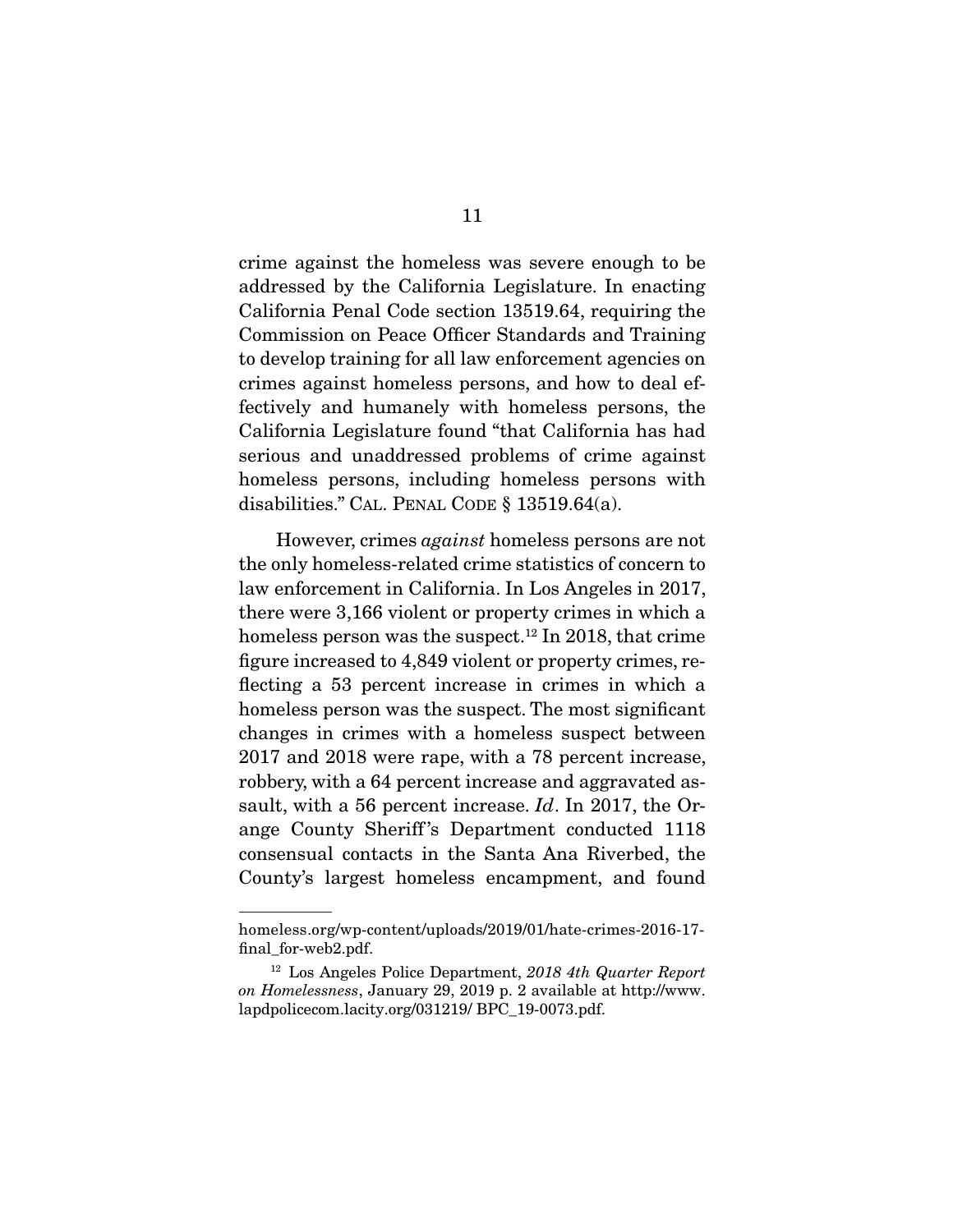crime against the homeless was severe enough to be addressed by the California Legislature. In enacting California Penal Code section 13519.64, requiring the Commission on Peace Officer Standards and Training to develop training for all law enforcement agencies on crimes against homeless persons, and how to deal effectively and humanely with homeless persons, the California Legislature found "that California has had serious and unaddressed problems of crime against homeless persons, including homeless persons with disabilities." CAL. PENAL CODE § 13519.64(a).

However, crimes *against* homeless persons are not the only homeless-related crime statistics of concern to law enforcement in California. In Los Angeles in 2017, there were 3,166 violent or property crimes in which a homeless person was the suspect.[12] In 2018, that crime figure increased to 4,849 violent or property crimes, reflecting a 53 percent increase in crimes in which a homeless person was the suspect. The most significant changes in crimes with a homeless suspect between 2017 and 2018 were rape, with a 78 percent increase, robbery, with a 64 percent increase and aggravated assault, with a 56 percent increase. *Id*. In 2017, the Orange County Sheriff's Department conducted 1118 consensual contacts in the Santa Ana Riverbed, the County's largest homeless encampment, and found

---

homeless.org/wp-content/uploads/2019/01/hate-crimes-2016-17-final_for-web2.pdf.

[12] Los Angeles Police Department, *2018 4th Quarter Report on Homelessness*, January 29, 2019 p. 2 available at http://www.lapdpolicecom.lacity.org/031219/ BPC_19-0073.pdf.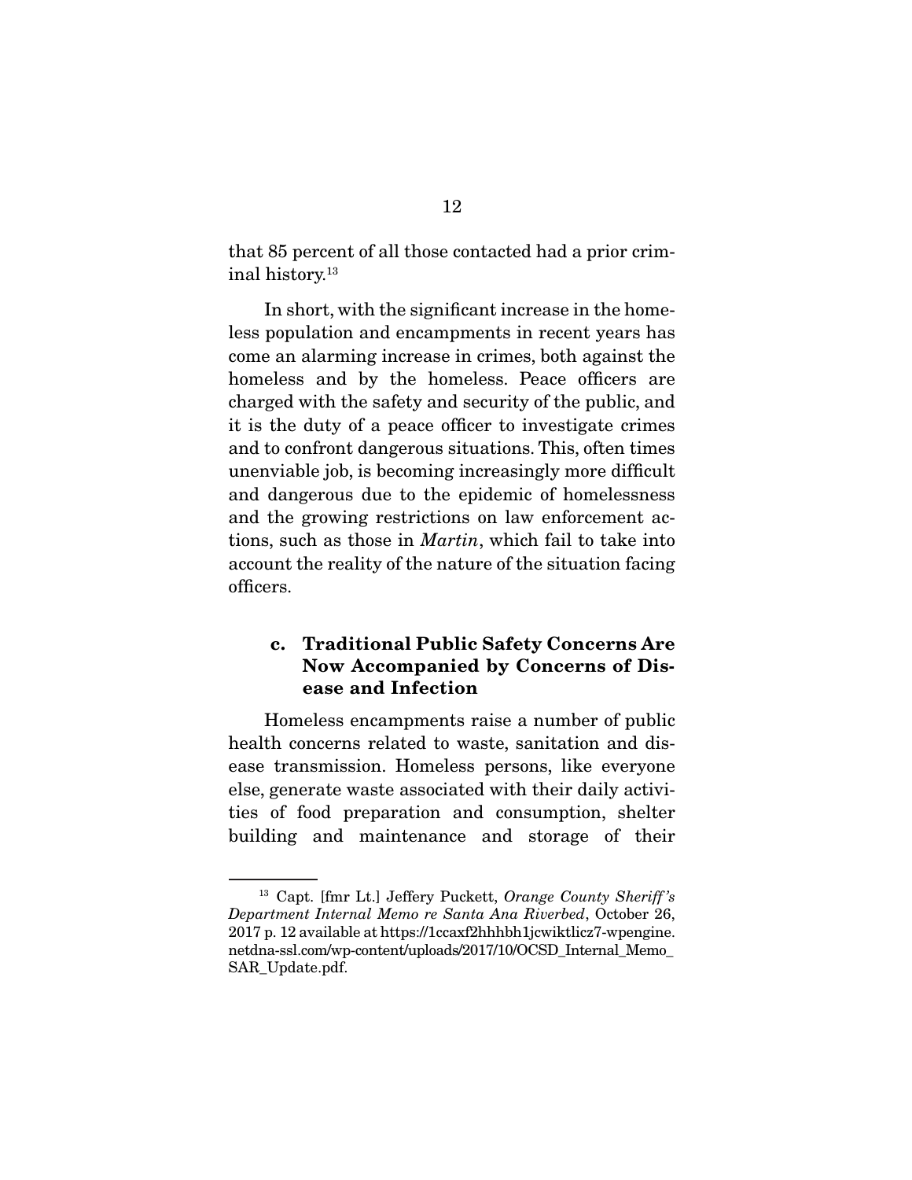that 85 percent of all those contacted had a prior criminal history.[13]

In short, with the significant increase in the homeless population and encampments in recent years has come an alarming increase in crimes, both against the homeless and by the homeless. Peace officers are charged with the safety and security of the public, and it is the duty of a peace officer to investigate crimes and to confront dangerous situations. This, often times unenviable job, is becoming increasingly more difficult and dangerous due to the epidemic of homelessness and the growing restrictions on law enforcement actions, such as those in *Martin*, which fail to take into account the reality of the nature of the situation facing officers.

### c. Traditional Public Safety Concerns Are Now Accompanied by Concerns of Disease and Infection

Homeless encampments raise a number of public health concerns related to waste, sanitation and disease transmission. Homeless persons, like everyone else, generate waste associated with their daily activities of food preparation and consumption, shelter building and maintenance and storage of their

---

[13] Capt. [fmr Lt.] Jeffery Puckett, *Orange County Sheriff's Department Internal Memo re Santa Ana Riverbed*, October 26, 2017 p. 12 available at https://1ccaxf2hhhbh1jcwiktlicz7-wpengine.netdna-ssl.com/wp-content/uploads/2017/10/OCSD_Internal_Memo_SAR_Update.pdf.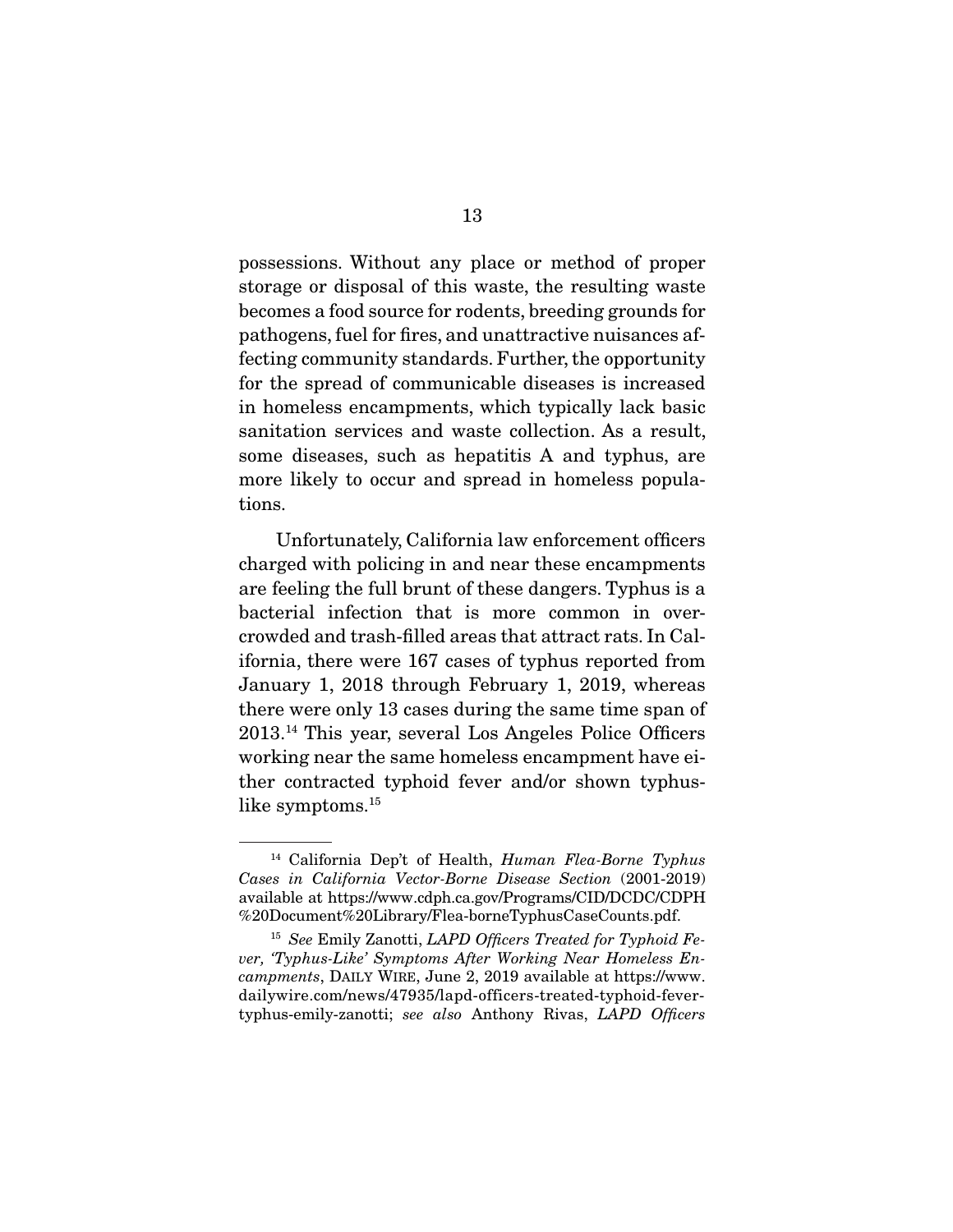possessions. Without any place or method of proper storage or disposal of this waste, the resulting waste becomes a food source for rodents, breeding grounds for pathogens, fuel for fires, and unattractive nuisances affecting community standards. Further, the opportunity for the spread of communicable diseases is increased in homeless encampments, which typically lack basic sanitation services and waste collection. As a result, some diseases, such as hepatitis A and typhus, are more likely to occur and spread in homeless populations.

Unfortunately, California law enforcement officers charged with policing in and near these encampments are feeling the full brunt of these dangers. Typhus is a bacterial infection that is more common in overcrowded and trash-filled areas that attract rats. In California, there were 167 cases of typhus reported from January 1, 2018 through February 1, 2019, whereas there were only 13 cases during the same time span of 2013.[14] This year, several Los Angeles Police Officers working near the same homeless encampment have either contracted typhoid fever and/or shown typhus-like symptoms.[15]

---

[14] California Dep't of Health, *Human Flea-Borne Typhus Cases in California Vector-Borne Disease Section* (2001-2019) available at https://www.cdph.ca.gov/Programs/CID/DCDC/CDPH%20Document%20Library/Flea-borneTyphusCaseCounts.pdf.

[15] *See* Emily Zanotti, *LAPD Officers Treated for Typhoid Fever, 'Typhus-Like' Symptoms After Working Near Homeless Encampments*, DAILY WIRE, June 2, 2019 available at https://www.dailywire.com/news/47935/lapd-officers-treated-typhoid-fever-typhus-emily-zanotti; *see also* Anthony Rivas, *LAPD Officers*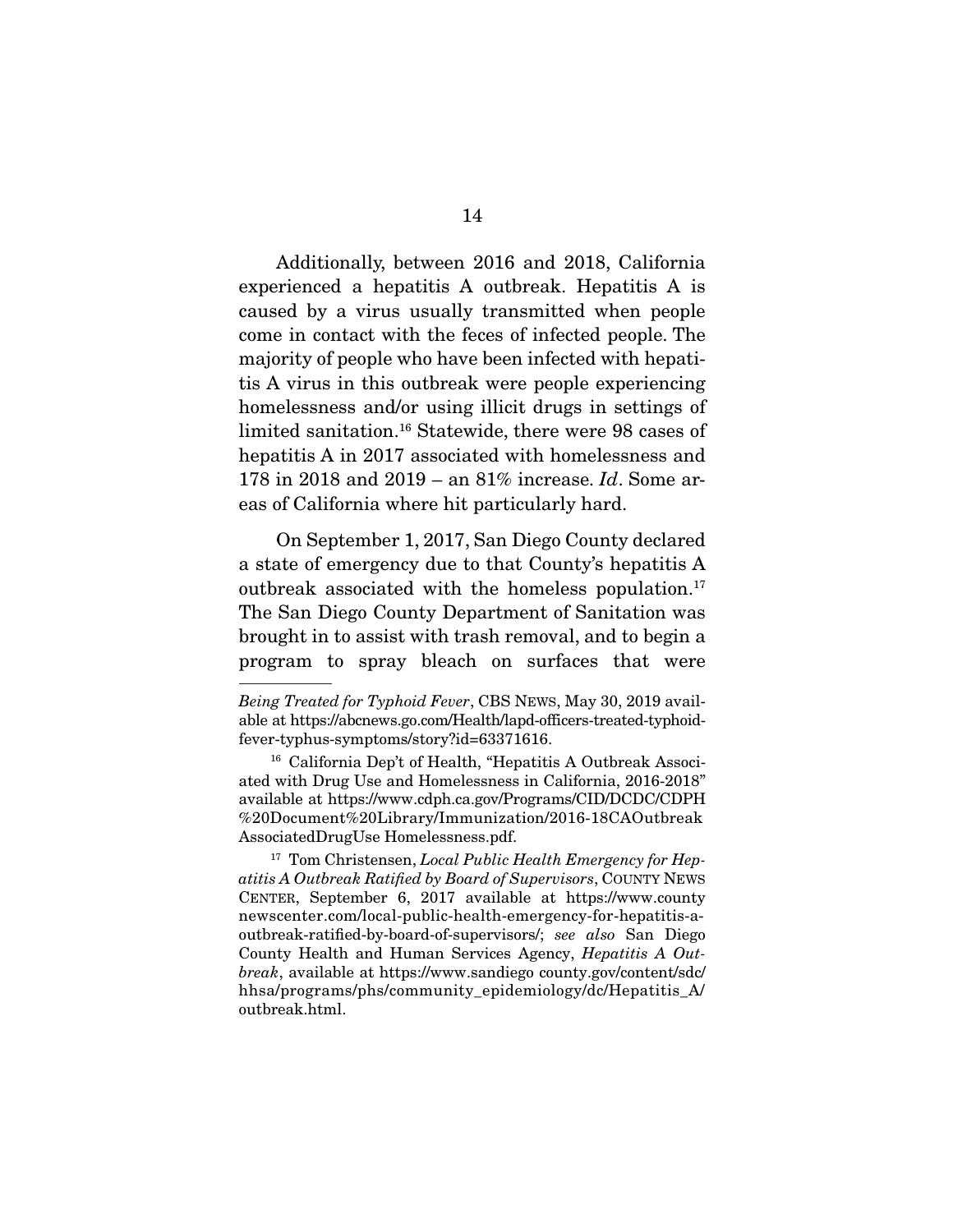Additionally, between 2016 and 2018, California experienced a hepatitis A outbreak. Hepatitis A is caused by a virus usually transmitted when people come in contact with the feces of infected people. The majority of people who have been infected with hepatitis A virus in this outbreak were people experiencing homelessness and/or using illicit drugs in settings of limited sanitation.[16] Statewide, there were 98 cases of hepatitis A in 2017 associated with homelessness and 178 in 2018 and 2019 – an 81% increase. *Id*. Some areas of California where hit particularly hard.

On September 1, 2017, San Diego County declared a state of emergency due to that County's hepatitis A outbreak associated with the homeless population.[17] The San Diego County Department of Sanitation was brought in to assist with trash removal, and to begin a program to spray bleach on surfaces that were

---

*Being Treated for Typhoid Fever*, CBS NEWS, May 30, 2019 available at https://abcnews.go.com/Health/lapd-officers-treated-typhoid-fever-typhus-symptoms/story?id=63371616.

[16] California Dep't of Health, "Hepatitis A Outbreak Associated with Drug Use and Homelessness in California, 2016-2018" available at https://www.cdph.ca.gov/Programs/CID/DCDC/CDPH%20Document%20Library/Immunization/2016-18CAOutbreakAssociatedDrugUse Homelessness.pdf.

[17] Tom Christensen, *Local Public Health Emergency for Hepatitis A Outbreak Ratified by Board of Supervisors*, COUNTY NEWS CENTER, September 6, 2017 available at https://www.countynewscenter.com/local-public-health-emergency-for-hepatitis-a-outbreak-ratified-by-board-of-supervisors/; *see also* San Diego County Health and Human Services Agency, *Hepatitis A Outbreak*, available at https://www.sandiego county.gov/content/sdc/hhsa/programs/phs/community_epidemiology/dc/Hepatitis_A/outbreak.html.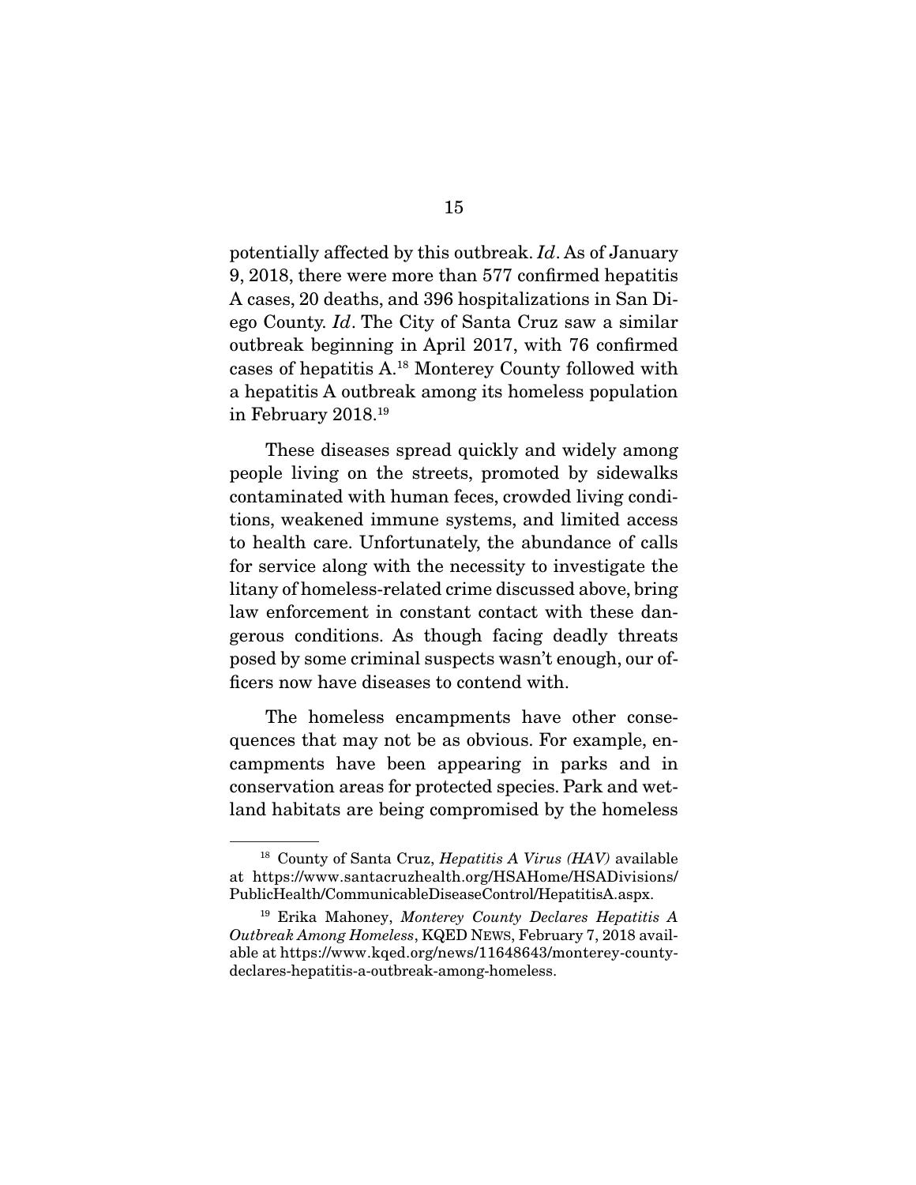potentially affected by this outbreak. *Id*. As of January 9, 2018, there were more than 577 confirmed hepatitis A cases, 20 deaths, and 396 hospitalizations in San Diego County. *Id*. The City of Santa Cruz saw a similar outbreak beginning in April 2017, with 76 confirmed cases of hepatitis A.[18] Monterey County followed with a hepatitis A outbreak among its homeless population in February 2018.[19]

These diseases spread quickly and widely among people living on the streets, promoted by sidewalks contaminated with human feces, crowded living conditions, weakened immune systems, and limited access to health care. Unfortunately, the abundance of calls for service along with the necessity to investigate the litany of homeless-related crime discussed above, bring law enforcement in constant contact with these dangerous conditions. As though facing deadly threats posed by some criminal suspects wasn't enough, our officers now have diseases to contend with.

The homeless encampments have other consequences that may not be as obvious. For example, encampments have been appearing in parks and in conservation areas for protected species. Park and wetland habitats are being compromised by the homeless

---

[18] County of Santa Cruz, *Hepatitis A Virus (HAV)* available at https://www.santacruzhealth.org/HSAHome/HSADivisions/PublicHealth/CommunicableDiseaseControl/HepatitisA.aspx.

[19] Erika Mahoney, *Monterey County Declares Hepatitis A Outbreak Among Homeless*, KQED NEWS, February 7, 2018 available at https://www.kqed.org/news/11648643/monterey-county-declares-hepatitis-a-outbreak-among-homeless.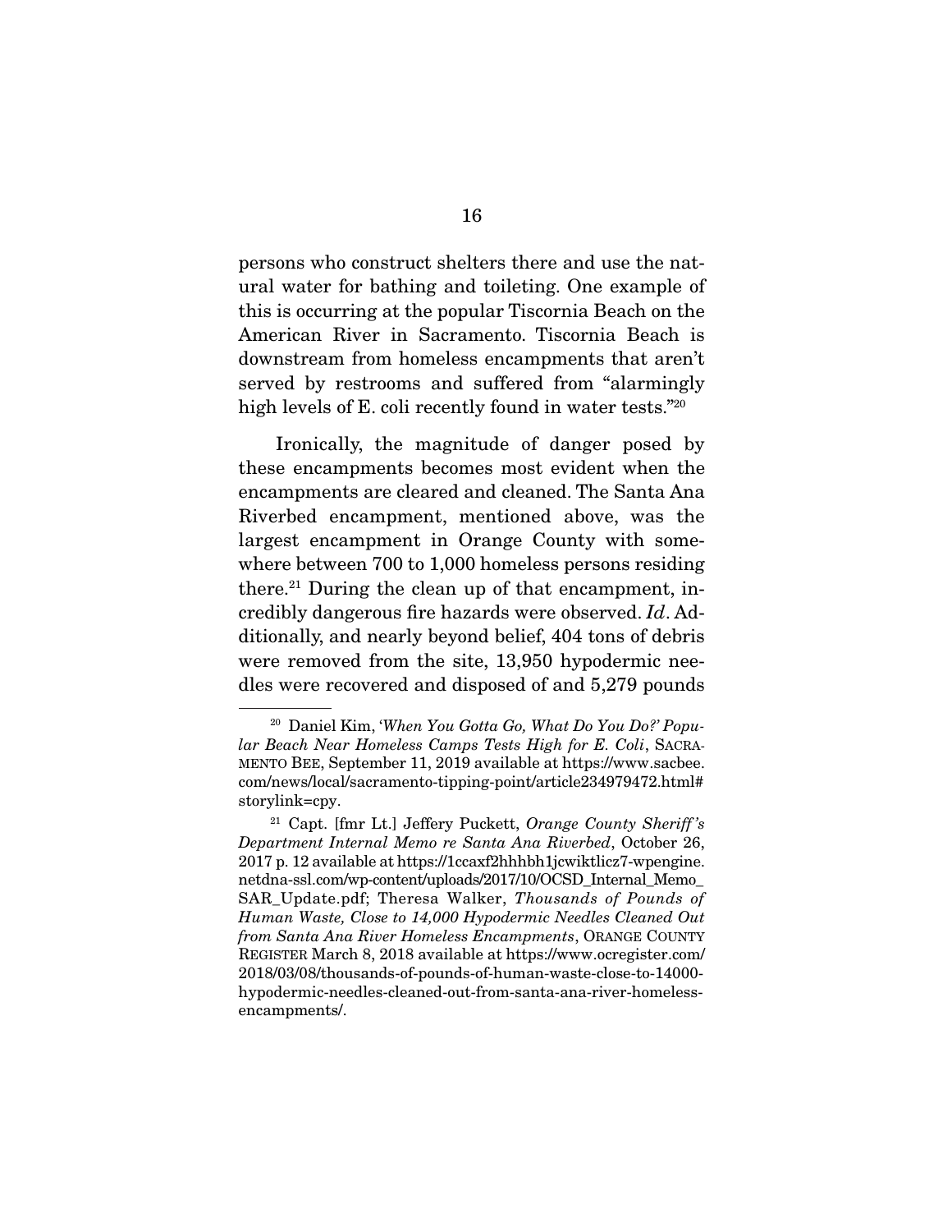persons who construct shelters there and use the natural water for bathing and toileting. One example of this is occurring at the popular Tiscornia Beach on the American River in Sacramento. Tiscornia Beach is downstream from homeless encampments that aren't served by restrooms and suffered from "alarmingly high levels of E. coli recently found in water tests."[20]

Ironically, the magnitude of danger posed by these encampments becomes most evident when the encampments are cleared and cleaned. The Santa Ana Riverbed encampment, mentioned above, was the largest encampment in Orange County with somewhere between 700 to 1,000 homeless persons residing there.[21] During the clean up of that encampment, incredibly dangerous fire hazards were observed. *Id*. Additionally, and nearly beyond belief, 404 tons of debris were removed from the site, 13,950 hypodermic needles were recovered and disposed of and 5,279 pounds

---

[20] Daniel Kim, *'When You Gotta Go, What Do You Do?' Popular Beach Near Homeless Camps Tests High for E. Coli*, SACRAMENTO BEE, September 11, 2019 available at https://www.sacbee.com/news/local/sacramento-tipping-point/article234979472.html#storylink=cpy.

[21] Capt. [fmr Lt.] Jeffery Puckett, *Orange County Sheriff's Department Internal Memo re Santa Ana Riverbed*, October 26, 2017 p. 12 available at https://1ccaxf2hhhbh1jcwiktlicz7-wpengine.netdna-ssl.com/wp-content/uploads/2017/10/OCSD_Internal_Memo_SAR_Update.pdf; Theresa Walker, *Thousands of Pounds of Human Waste, Close to 14,000 Hypodermic Needles Cleaned Out from Santa Ana River Homeless Encampments*, ORANGE COUNTY REGISTER March 8, 2018 available at https://www.ocregister.com/2018/03/08/thousands-of-pounds-of-human-waste-close-to-14000-hypodermic-needles-cleaned-out-from-santa-ana-river-homeless-encampments/.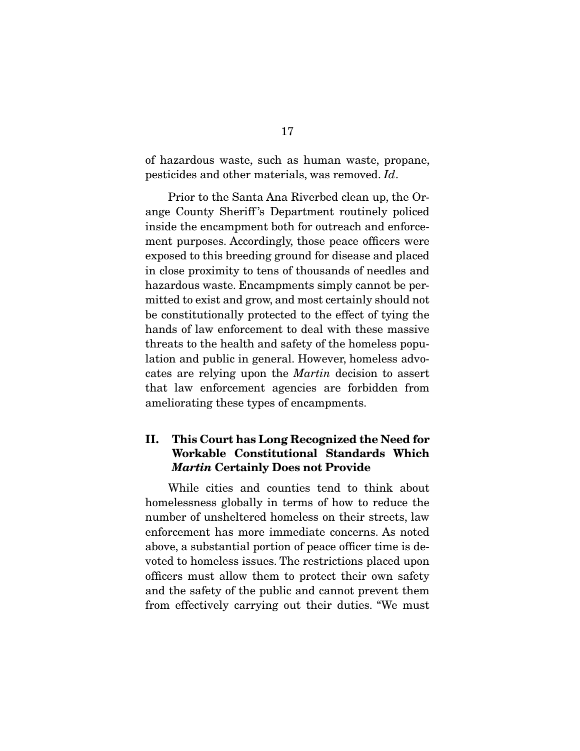of hazardous waste, such as human waste, propane, pesticides and other materials, was removed. *Id*.

Prior to the Santa Ana Riverbed clean up, the Orange County Sheriff's Department routinely policed inside the encampment both for outreach and enforcement purposes. Accordingly, those peace officers were exposed to this breeding ground for disease and placed in close proximity to tens of thousands of needles and hazardous waste. Encampments simply cannot be permitted to exist and grow, and most certainly should not be constitutionally protected to the effect of tying the hands of law enforcement to deal with these massive threats to the health and safety of the homeless population and public in general. However, homeless advocates are relying upon the *Martin* decision to assert that law enforcement agencies are forbidden from ameliorating these types of encampments.

## II. This Court has Long Recognized the Need for Workable Constitutional Standards Which *Martin* Certainly Does not Provide

While cities and counties tend to think about homelessness globally in terms of how to reduce the number of unsheltered homeless on their streets, law enforcement has more immediate concerns. As noted above, a substantial portion of peace officer time is devoted to homeless issues. The restrictions placed upon officers must allow them to protect their own safety and the safety of the public and cannot prevent them from effectively carrying out their duties. "We must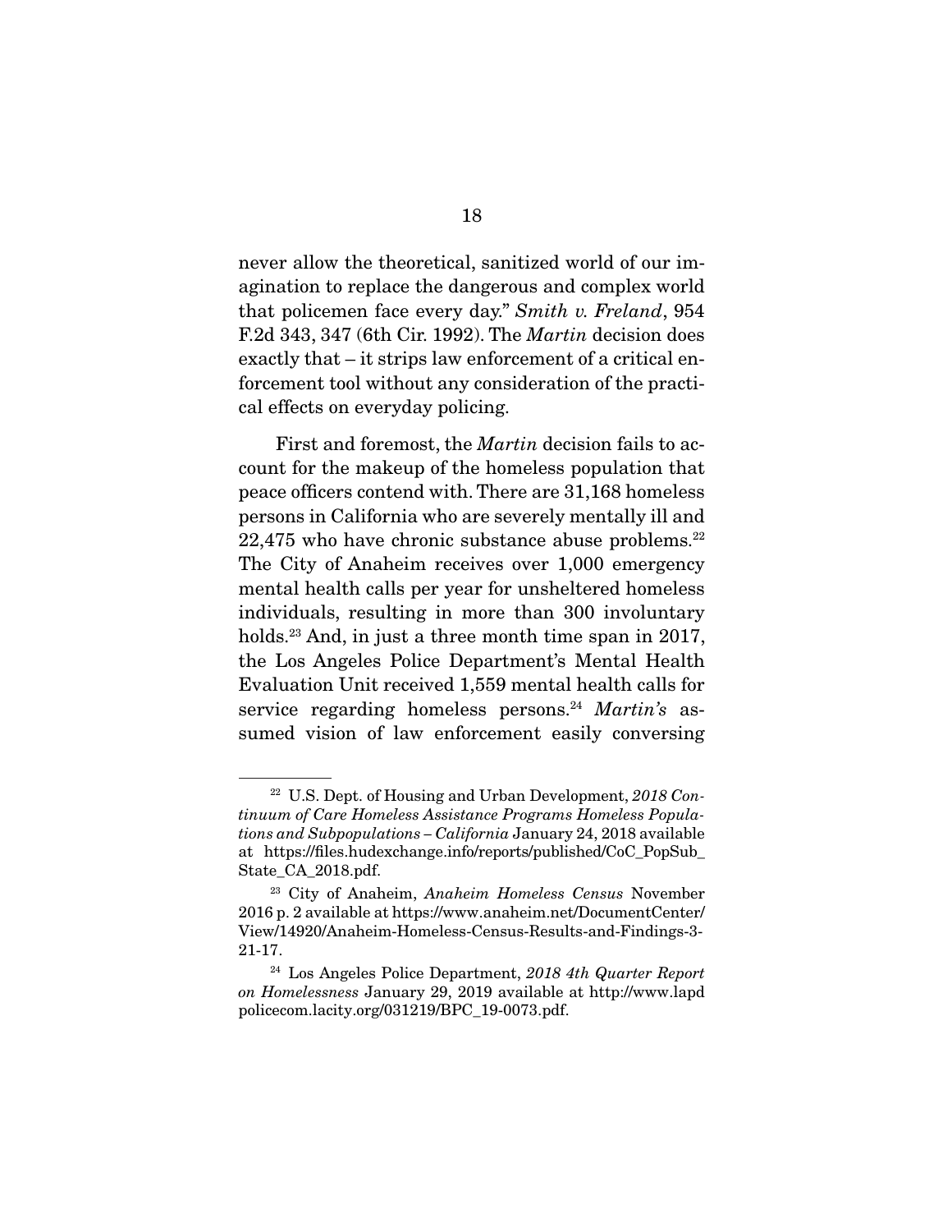never allow the theoretical, sanitized world of our imagination to replace the dangerous and complex world that policemen face every day." *Smith v. Freland*, 954 F.2d 343, 347 (6th Cir. 1992). The *Martin* decision does exactly that – it strips law enforcement of a critical enforcement tool without any consideration of the practical effects on everyday policing.

First and foremost, the *Martin* decision fails to account for the makeup of the homeless population that peace officers contend with. There are 31,168 homeless persons in California who are severely mentally ill and 22,475 who have chronic substance abuse problems.[22] The City of Anaheim receives over 1,000 emergency mental health calls per year for unsheltered homeless individuals, resulting in more than 300 involuntary holds.[23] And, in just a three month time span in 2017, the Los Angeles Police Department's Mental Health Evaluation Unit received 1,559 mental health calls for service regarding homeless persons.[24] *Martin's* assumed vision of law enforcement easily conversing

---

[22] U.S. Dept. of Housing and Urban Development, *2018 Continuum of Care Homeless Assistance Programs Homeless Populations and Subpopulations – California* January 24, 2018 available at https://files.hudexchange.info/reports/published/CoC_PopSub_State_CA_2018.pdf.

[23] City of Anaheim, *Anaheim Homeless Census* November 2016 p. 2 available at https://www.anaheim.net/DocumentCenter/View/14920/Anaheim-Homeless-Census-Results-and-Findings-3-21-17.

[24] Los Angeles Police Department, *2018 4th Quarter Report on Homelessness* January 29, 2019 available at http://www.lapdpolicecom.lacity.org/031219/BPC_19-0073.pdf.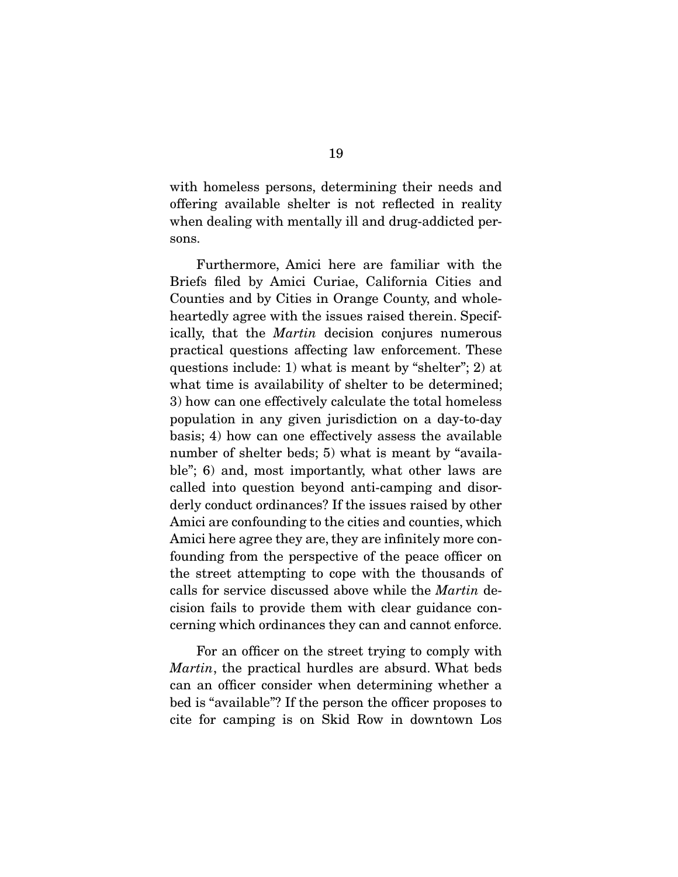with homeless persons, determining their needs and offering available shelter is not reflected in reality when dealing with mentally ill and drug-addicted persons.

Furthermore, Amici here are familiar with the Briefs filed by Amici Curiae, California Cities and Counties and by Cities in Orange County, and wholeheartedly agree with the issues raised therein. Specifically, that the *Martin* decision conjures numerous practical questions affecting law enforcement. These questions include: 1) what is meant by "shelter"; 2) at what time is availability of shelter to be determined; 3) how can one effectively calculate the total homeless population in any given jurisdiction on a day-to-day basis; 4) how can one effectively assess the available number of shelter beds; 5) what is meant by "available"; 6) and, most importantly, what other laws are called into question beyond anti-camping and disorderly conduct ordinances? If the issues raised by other Amici are confounding to the cities and counties, which Amici here agree they are, they are infinitely more confounding from the perspective of the peace officer on the street attempting to cope with the thousands of calls for service discussed above while the *Martin* decision fails to provide them with clear guidance concerning which ordinances they can and cannot enforce.

For an officer on the street trying to comply with *Martin*, the practical hurdles are absurd. What beds can an officer consider when determining whether a bed is "available"? If the person the officer proposes to cite for camping is on Skid Row in downtown Los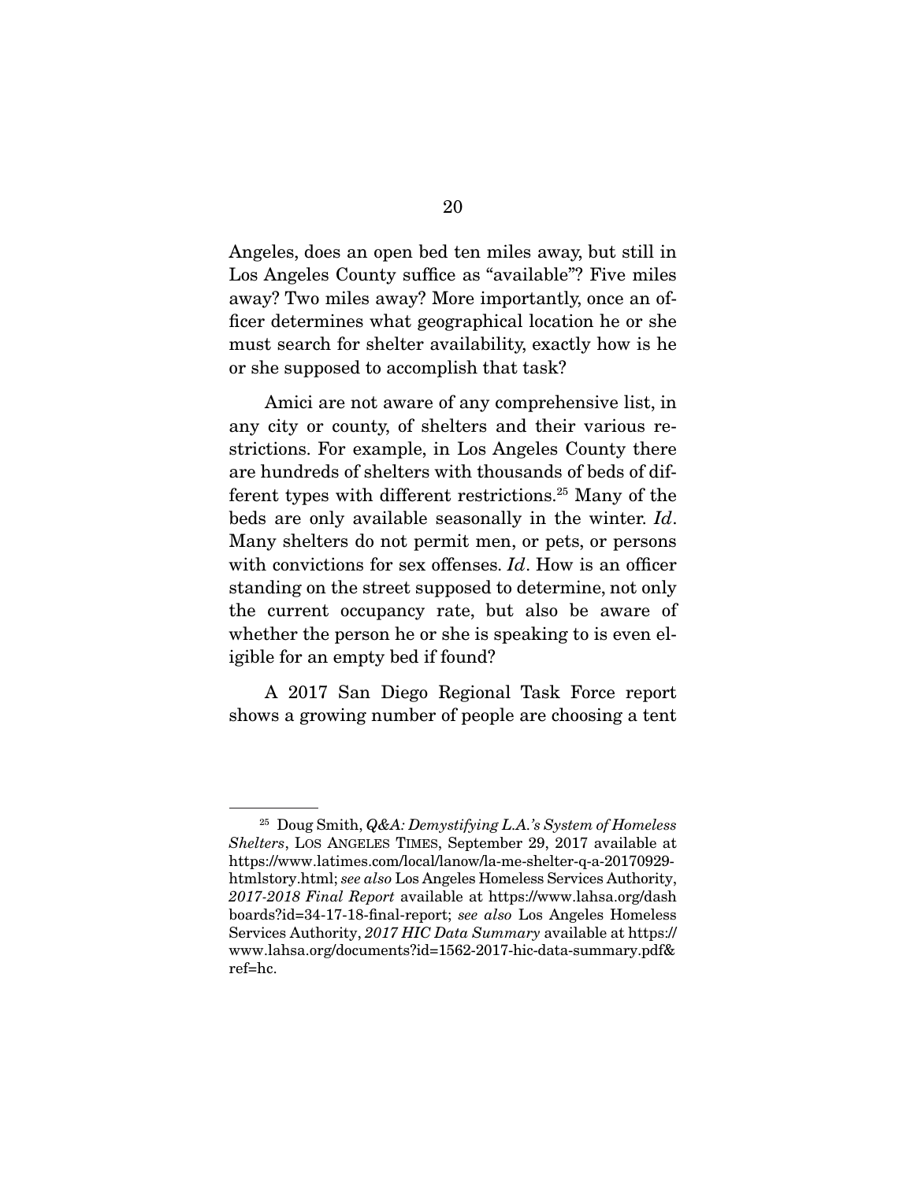Angeles, does an open bed ten miles away, but still in Los Angeles County suffice as "available"? Five miles away? Two miles away? More importantly, once an officer determines what geographical location he or she must search for shelter availability, exactly how is he or she supposed to accomplish that task?

Amici are not aware of any comprehensive list, in any city or county, of shelters and their various restrictions. For example, in Los Angeles County there are hundreds of shelters with thousands of beds of different types with different restrictions.[25] Many of the beds are only available seasonally in the winter. *Id*. Many shelters do not permit men, or pets, or persons with convictions for sex offenses. *Id*. How is an officer standing on the street supposed to determine, not only the current occupancy rate, but also be aware of whether the person he or she is speaking to is even eligible for an empty bed if found?

A 2017 San Diego Regional Task Force report shows a growing number of people are choosing a tent

---

[25] Doug Smith, *Q&A: Demystifying L.A.'s System of Homeless Shelters*, LOS ANGELES TIMES, September 29, 2017 available at https://www.latimes.com/local/lanow/la-me-shelter-q-a-20170929-htmlstory.html; *see also* Los Angeles Homeless Services Authority, *2017-2018 Final Report* available at https://www.lahsa.org/dashboards?id=34-17-18-final-report; *see also* Los Angeles Homeless Services Authority, *2017 HIC Data Summary* available at https://www.lahsa.org/documents?id=1562-2017-hic-data-summary.pdf&ref=hc.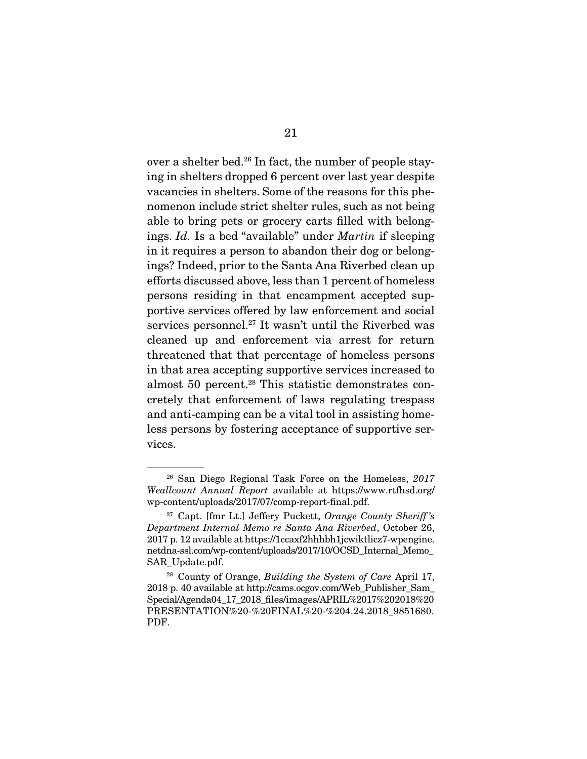over a shelter bed.[26] In fact, the number of people staying in shelters dropped 6 percent over last year despite vacancies in shelters. Some of the reasons for this phenomenon include strict shelter rules, such as not being able to bring pets or grocery carts filled with belongings. *Id.* Is a bed "available" under *Martin* if sleeping in it requires a person to abandon their dog or belongings? Indeed, prior to the Santa Ana Riverbed clean up efforts discussed above, less than 1 percent of homeless persons residing in that encampment accepted supportive services offered by law enforcement and social services personnel.[27] It wasn't until the Riverbed was cleaned up and enforcement via arrest for return threatened that that percentage of homeless persons in that area accepting supportive services increased to almost 50 percent.[28] This statistic demonstrates concretely that enforcement of laws regulating trespass and anti-camping can be a vital tool in assisting homeless persons by fostering acceptance of supportive services.

---

[26] San Diego Regional Task Force on the Homeless, *2017 Weallcount Annual Report* available at https://www.rtfhsd.org/wp-content/uploads/2017/07/comp-report-final.pdf.

[27] Capt. [fmr Lt.] Jeffery Puckett, *Orange County Sheriff's Department Internal Memo re Santa Ana Riverbed*, October 26, 2017 p. 12 available at https://1ccaxf2hhhbh1jcwiktlicz7-wpengine.netdna-ssl.com/wp-content/uploads/2017/10/OCSD_Internal_Memo_SAR_Update.pdf.

[28] County of Orange, *Building the System of Care* April 17, 2018 p. 40 available at http://cams.ocgov.com/Web_Publisher_Sam_Special/Agenda04_17_2018_files/images/APRIL%2017%202018%20PRESENTATION%20-%20FINAL%20-%204.24.2018_9851680.PDF.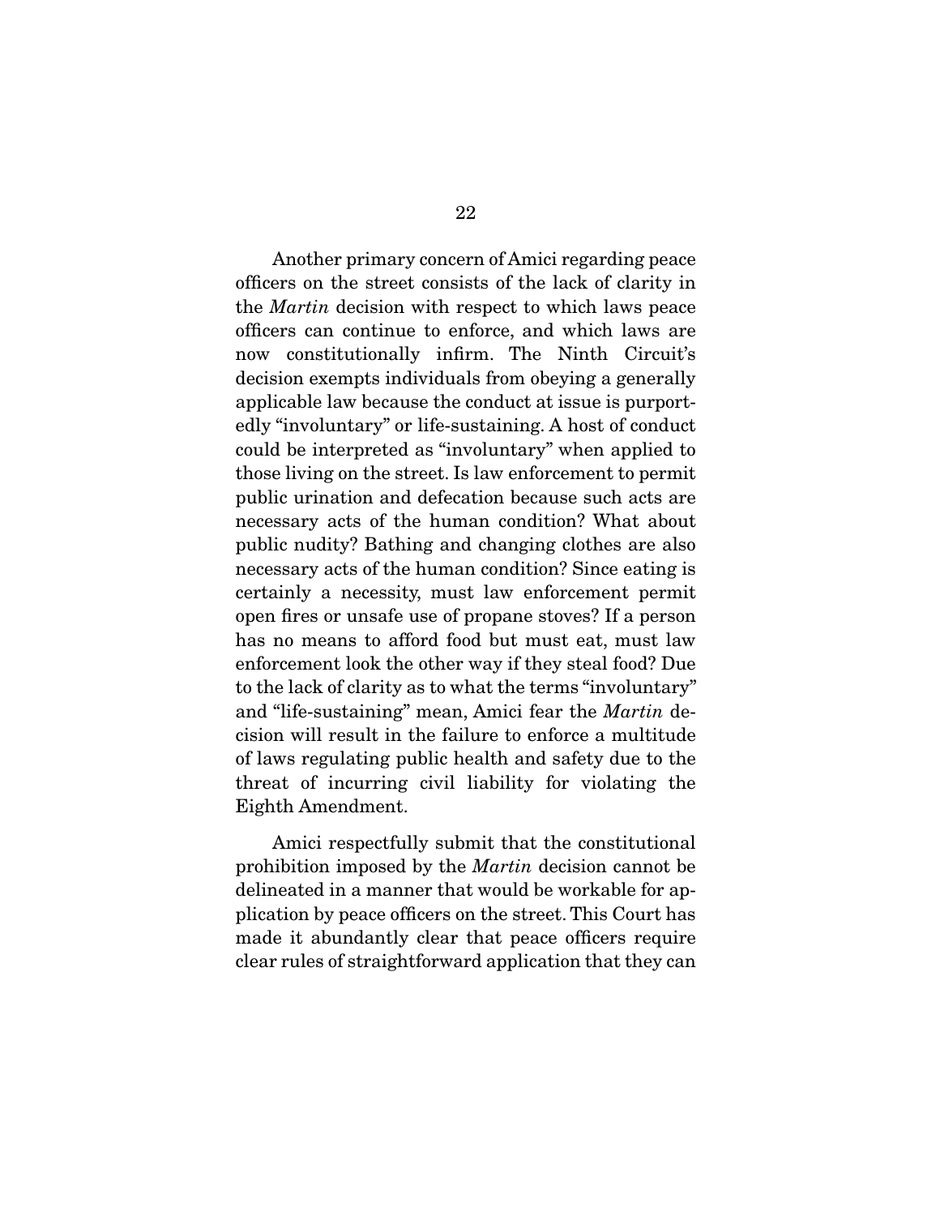Another primary concern of Amici regarding peace officers on the street consists of the lack of clarity in the *Martin* decision with respect to which laws peace officers can continue to enforce, and which laws are now constitutionally infirm. The Ninth Circuit's decision exempts individuals from obeying a generally applicable law because the conduct at issue is purportedly "involuntary" or life-sustaining. A host of conduct could be interpreted as "involuntary" when applied to those living on the street. Is law enforcement to permit public urination and defecation because such acts are necessary acts of the human condition? What about public nudity? Bathing and changing clothes are also necessary acts of the human condition? Since eating is certainly a necessity, must law enforcement permit open fires or unsafe use of propane stoves? If a person has no means to afford food but must eat, must law enforcement look the other way if they steal food? Due to the lack of clarity as to what the terms "involuntary" and "life-sustaining" mean, Amici fear the *Martin* decision will result in the failure to enforce a multitude of laws regulating public health and safety due to the threat of incurring civil liability for violating the Eighth Amendment.

Amici respectfully submit that the constitutional prohibition imposed by the *Martin* decision cannot be delineated in a manner that would be workable for application by peace officers on the street. This Court has made it abundantly clear that peace officers require clear rules of straightforward application that they can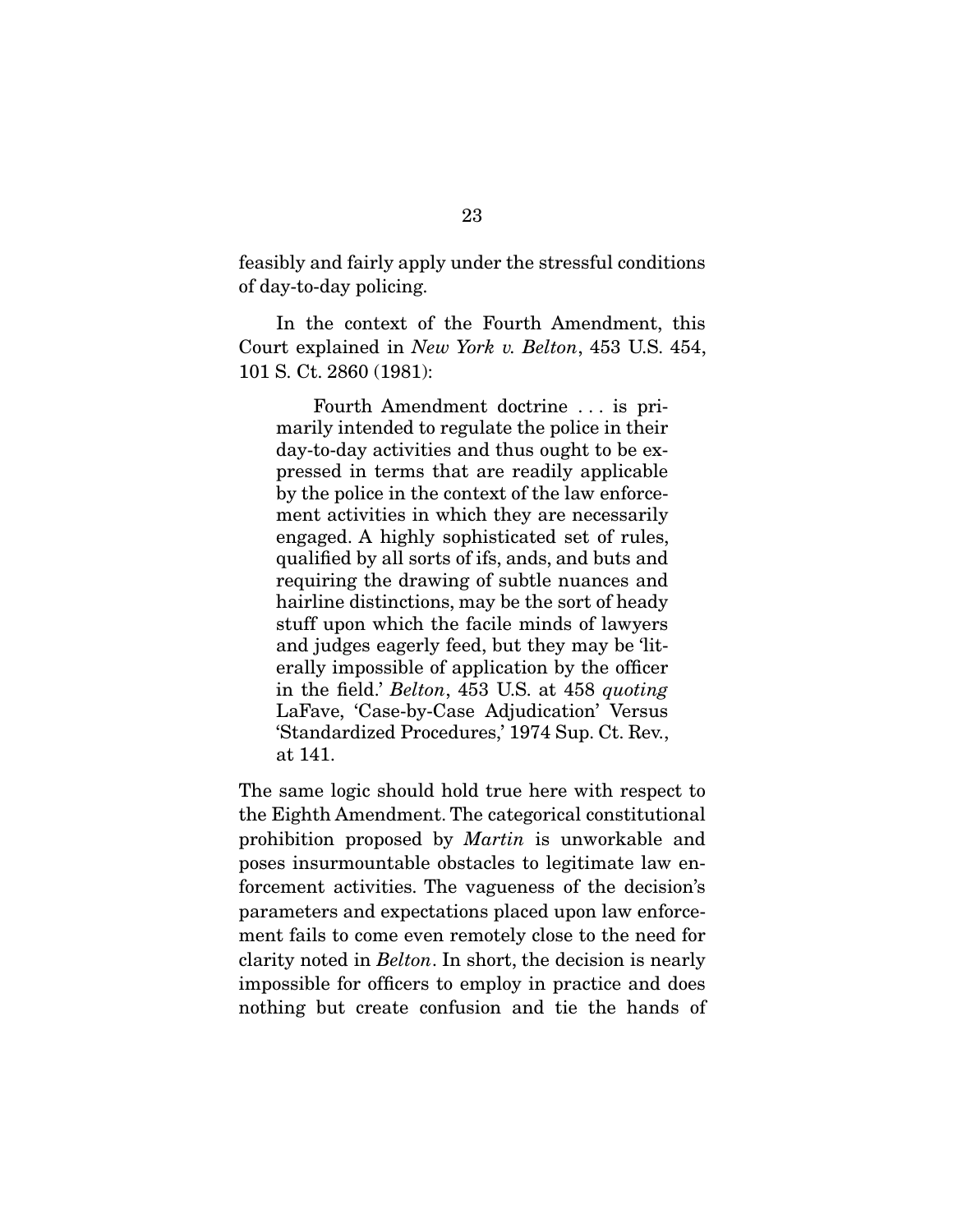feasibly and fairly apply under the stressful conditions of day-to-day policing.

In the context of the Fourth Amendment, this Court explained in *New York v. Belton*, 453 U.S. 454, 101 S. Ct. 2860 (1981):

> Fourth Amendment doctrine . . . is primarily intended to regulate the police in their day-to-day activities and thus ought to be expressed in terms that are readily applicable by the police in the context of the law enforcement activities in which they are necessarily engaged. A highly sophisticated set of rules, qualified by all sorts of ifs, ands, and buts and requiring the drawing of subtle nuances and hairline distinctions, may be the sort of heady stuff upon which the facile minds of lawyers and judges eagerly feed, but they may be 'literally impossible of application by the officer in the field.' *Belton*, 453 U.S. at 458 *quoting* LaFave, 'Case-by-Case Adjudication' Versus 'Standardized Procedures,' 1974 Sup. Ct. Rev., at 141.

The same logic should hold true here with respect to the Eighth Amendment. The categorical constitutional prohibition proposed by *Martin* is unworkable and poses insurmountable obstacles to legitimate law enforcement activities. The vagueness of the decision's parameters and expectations placed upon law enforcement fails to come even remotely close to the need for clarity noted in *Belton*. In short, the decision is nearly impossible for officers to employ in practice and does nothing but create confusion and tie the hands of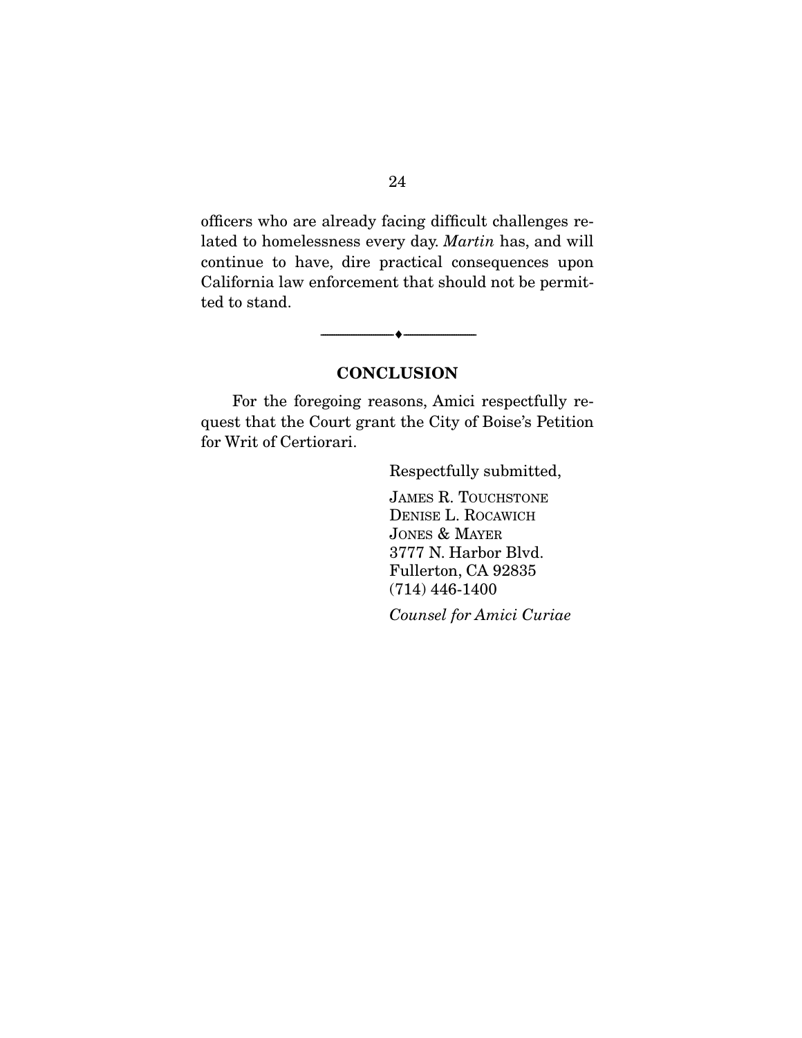officers who are already facing difficult challenges related to homelessness every day. *Martin* has, and will continue to have, dire practical consequences upon California law enforcement that should not be permitted to stand.

---

## CONCLUSION

For the foregoing reasons, Amici respectfully request that the Court grant the City of Boise's Petition for Writ of Certiorari.

Respectfully submitted,

JAMES R. TOUCHSTONE
DENISE L. ROCAWICH
JONES & MAYER
3777 N. Harbor Blvd.
Fullerton, CA 92835
(714) 446-1400

*Counsel for Amici Curiae*